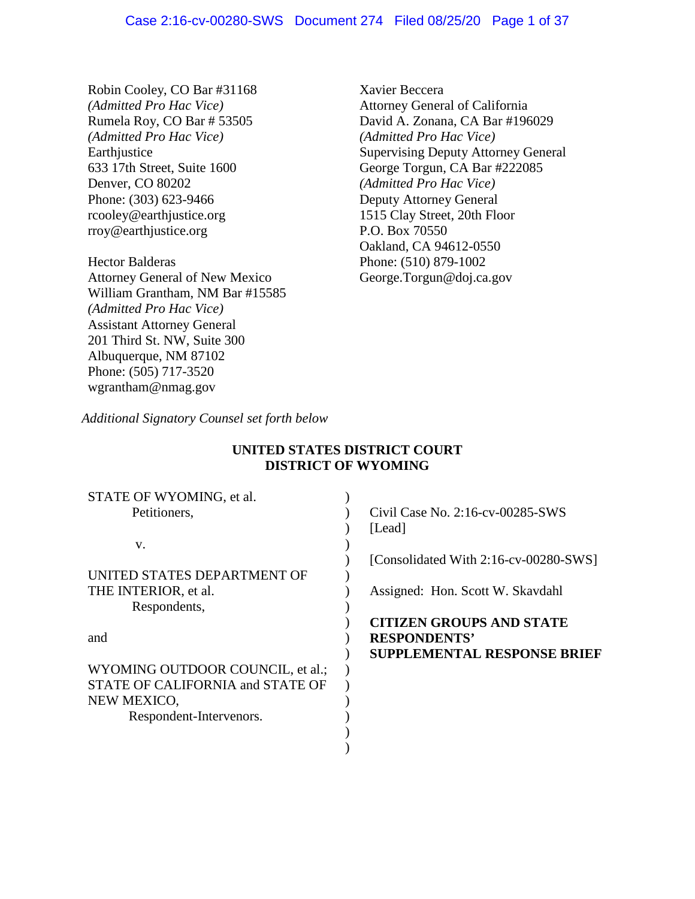Robin Cooley, CO Bar #31168
*(Admitted Pro Hac Vice)*
Rumela Roy, CO Bar # 53505
*(Admitted Pro Hac Vice)*
Earthjustice
633 17th Street, Suite 1600
Denver, CO 80202
Phone: (303) 623-9466
rcooley@earthjustice.org
rroy@earthjustice.org

Hector Balderas
Attorney General of New Mexico
William Grantham, NM Bar #15585
*(Admitted Pro Hac Vice)*
Assistant Attorney General
201 Third St. NW, Suite 300
Albuquerque, NM 87102
Phone: (505) 717-3520
wgrantham@nmag.gov

Xavier Beccera
Attorney General of California
David A. Zonana, CA Bar #196029
*(Admitted Pro Hac Vice)*
Supervising Deputy Attorney General
George Torgun, CA Bar #222085
*(Admitted Pro Hac Vice)*
Deputy Attorney General
1515 Clay Street, 20th Floor
P.O. Box 70550
Oakland, CA 94612-0550
Phone: (510) 879-1002
George.Torgun@doj.ca.gov

*Additional Signatory Counsel set forth below*

**UNITED STATES DISTRICT COURT**
**DISTRICT OF WYOMING**

STATE OF WYOMING, et al.
Petitioners,

v.

UNITED STATES DEPARTMENT OF THE INTERIOR, et al.
Respondents,

and

WYOMING OUTDOOR COUNCIL, et al.; STATE OF CALIFORNIA and STATE OF NEW MEXICO,
Respondent-Intervenors.

Civil Case No. 2:16-cv-00285-SWS [Lead]

[Consolidated With 2:16-cv-00280-SWS]

Assigned: Hon. Scott W. Skavdahl

**CITIZEN GROUPS AND STATE RESPONDENTS' SUPPLEMENTAL RESPONSE BRIEF**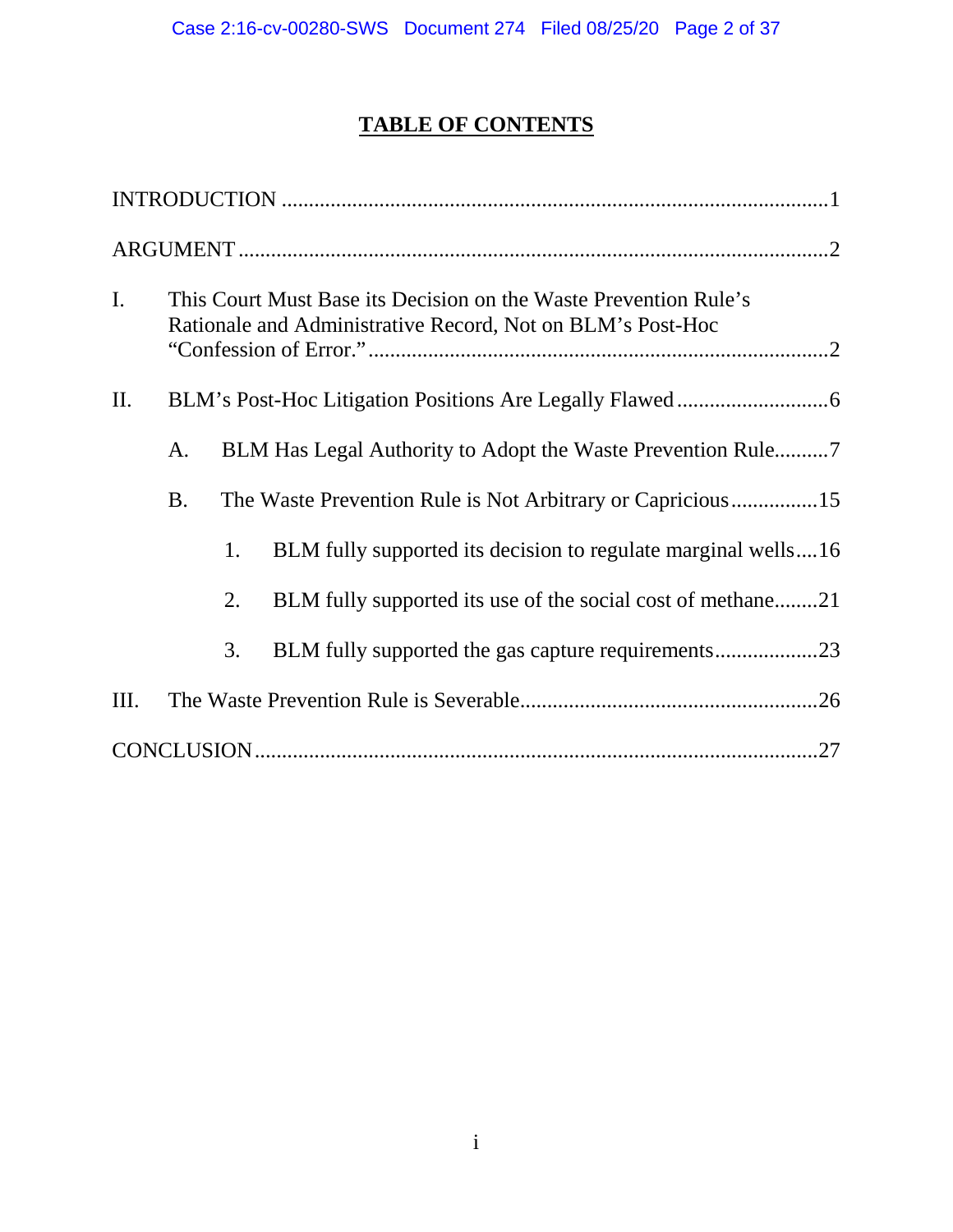## TABLE OF CONTENTS

INTRODUCTION ....................................................................................................1

ARGUMENT ..........................................................................................................2

I. This Court Must Base its Decision on the Waste Prevention Rule's Rationale and Administrative Record, Not on BLM's Post-Hoc "Confession of Error." ....................................................................................2

II. BLM's Post-Hoc Litigation Positions Are Legally Flawed ............................6

  A. BLM Has Legal Authority to Adopt the Waste Prevention Rule..........7

  B. The Waste Prevention Rule is Not Arbitrary or Capricious................15

    1. BLM fully supported its decision to regulate marginal wells....16

    2. BLM fully supported its use of the social cost of methane........21

    3. BLM fully supported the gas capture requirements...................23

III. The Waste Prevention Rule is Severable......................................................26

CONCLUSION......................................................................................................27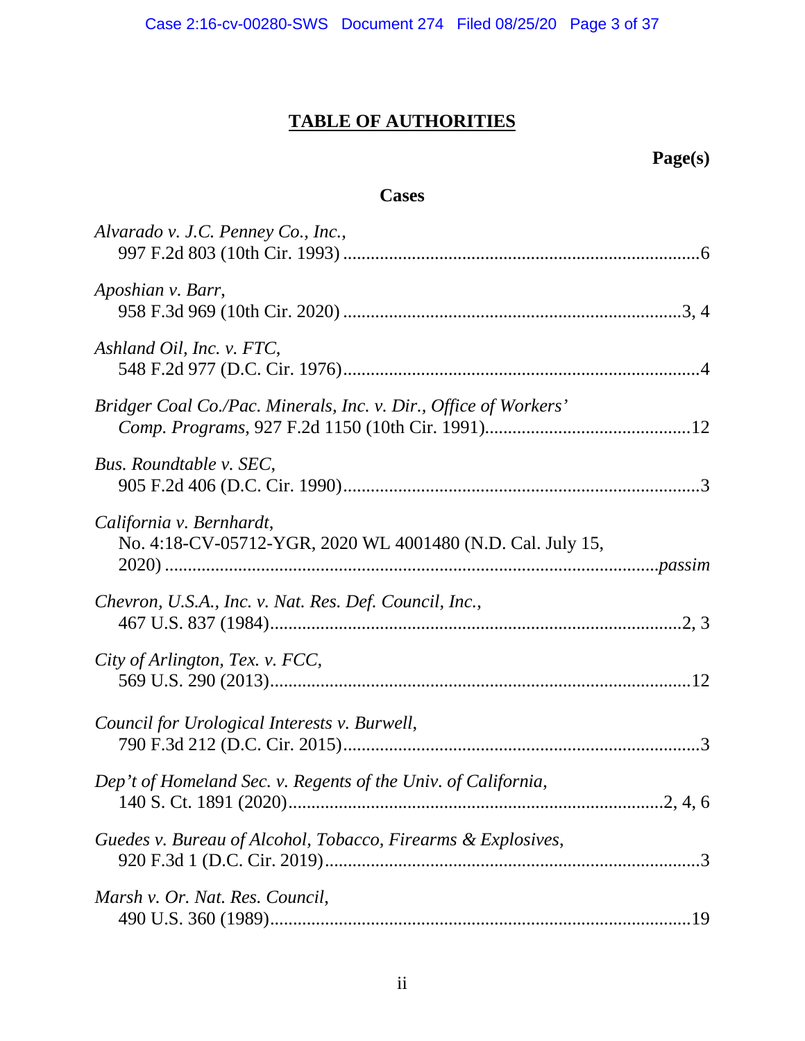# TABLE OF AUTHORITIES

**Page(s)**

**Cases**

*Alvarado v. J.C. Penney Co., Inc.*,
997 F.2d 803 (10th Cir. 1993) ....................................................................6

*Aposhian v. Barr*,
958 F.3d 969 (10th Cir. 2020) ................................................................3, 4

*Ashland Oil, Inc. v. FTC*,
548 F.2d 977 (D.C. Cir. 1976)....................................................................4

*Bridger Coal Co./Pac. Minerals, Inc. v. Dir., Office of Workers' Comp. Programs*, 927 F.2d 1150 (10th Cir. 1991)............................................12

*Bus. Roundtable v. SEC*,
905 F.2d 406 (D.C. Cir. 1990)....................................................................3

*California v. Bernhardt*,
No. 4:18-CV-05712-YGR, 2020 WL 4001480 (N.D. Cal. July 15, 2020) ...........................................................................................*passim*

*Chevron, U.S.A., Inc. v. Nat. Res. Def. Council, Inc.*,
467 U.S. 837 (1984)................................................................................2, 3

*City of Arlington, Tex. v. FCC*,
569 U.S. 290 (2013)..................................................................................12

*Council for Urological Interests v. Burwell*,
790 F.3d 212 (D.C. Cir. 2015)....................................................................3

*Dep't of Homeland Sec. v. Regents of the Univ. of California*,
140 S. Ct. 1891 (2020)..........................................................................2, 4, 6

*Guedes v. Bureau of Alcohol, Tobacco, Firearms & Explosives*,
920 F.3d 1 (D.C. Cir. 2019)........................................................................3

*Marsh v. Or. Nat. Res. Council*,
490 U.S. 360 (1989)..................................................................................19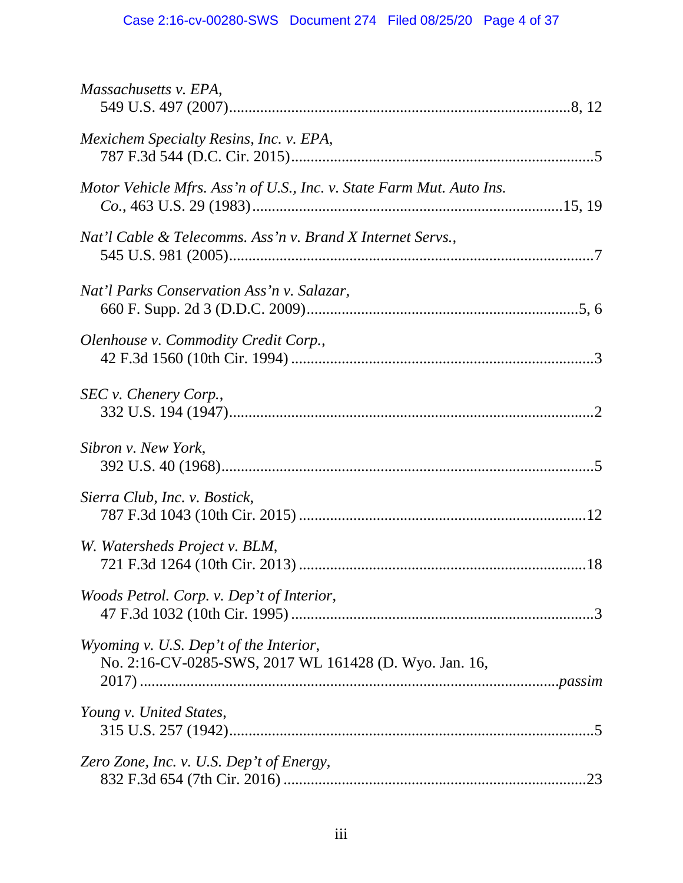*Massachusetts v. EPA*,
549 U.S. 497 (2007)........................................................................................8, 12

*Mexichem Specialty Resins, Inc. v. EPA*,
787 F.3d 544 (D.C. Cir. 2015)............................................................................5

*Motor Vehicle Mfrs. Ass'n of U.S., Inc. v. State Farm Mut. Auto Ins. Co.*, 463 U.S. 29 (1983)..............................................................................15, 19

*Nat'l Cable & Telecomms. Ass'n v. Brand X Internet Servs.*,
545 U.S. 981 (2005)............................................................................................7

*Nat'l Parks Conservation Ass'n v. Salazar*,
660 F. Supp. 2d 3 (D.D.C. 2009)......................................................................5, 6

*Olenhouse v. Commodity Credit Corp.*,
42 F.3d 1560 (10th Cir. 1994) ............................................................................3

*SEC v. Chenery Corp.*,
332 U.S. 194 (1947)............................................................................................2

*Sibron v. New York*,
392 U.S. 40 (1968)..............................................................................................5

*Sierra Club, Inc. v. Bostick*,
787 F.3d 1043 (10th Cir. 2015) ........................................................................12

*W. Watersheds Project v. BLM*,
721 F.3d 1264 (10th Cir. 2013) ........................................................................18

*Woods Petrol. Corp. v. Dep't of Interior*,
47 F.3d 1032 (10th Cir. 1995) ............................................................................3

*Wyoming v. U.S. Dep't of the Interior*,
No. 2:16-CV-0285-SWS, 2017 WL 161428 (D. Wyo. Jan. 16, 2017) .........................................................................................................*passim*

*Young v. United States*,
315 U.S. 257 (1942)............................................................................................5

*Zero Zone, Inc. v. U.S. Dep't of Energy*,
832 F.3d 654 (7th Cir. 2016) ............................................................................23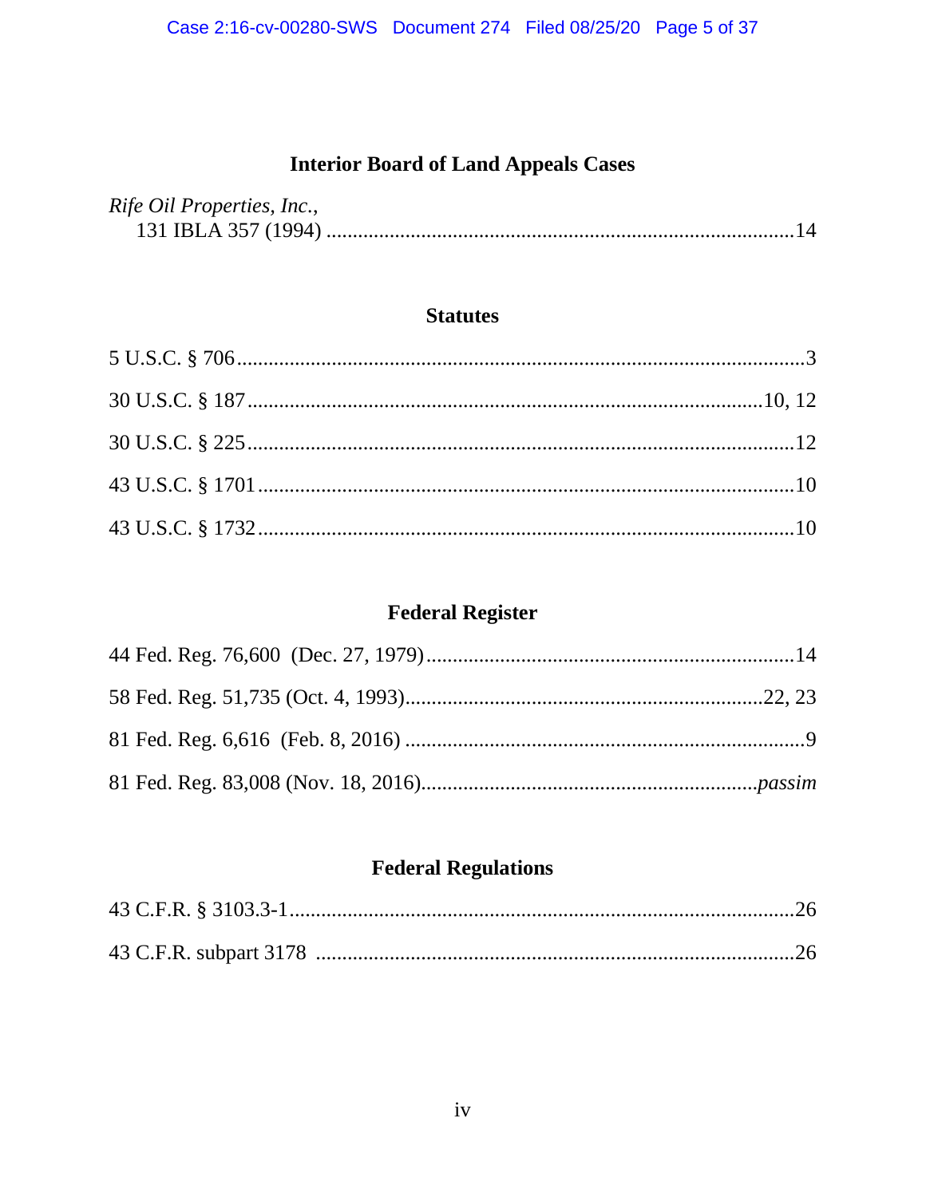## Interior Board of Land Appeals Cases

*Rife Oil Properties, Inc.*, 131 IBLA 357 (1994) ........................................................................................14

## Statutes

5 U.S.C. § 706 ..........................................................................................................3

30 U.S.C. § 187 ..........................................................................................10, 12

30 U.S.C. § 225 ..........................................................................................................12

43 U.S.C. § 1701 ..........................................................................................................10

43 U.S.C. § 1732 ..........................................................................................................10

## Federal Register

44 Fed. Reg. 76,600 (Dec. 27, 1979) ........................................................................14

58 Fed. Reg. 51,735 (Oct. 4, 1993) ....................................................................22, 23

81 Fed. Reg. 6,616 (Feb. 8, 2016) ..............................................................................9

81 Fed. Reg. 83,008 (Nov. 18, 2016) ..............................................................*passim*

## Federal Regulations

43 C.F.R. § 3103.3-1 ..................................................................................................26

43 C.F.R. subpart 3178 ..............................................................................................26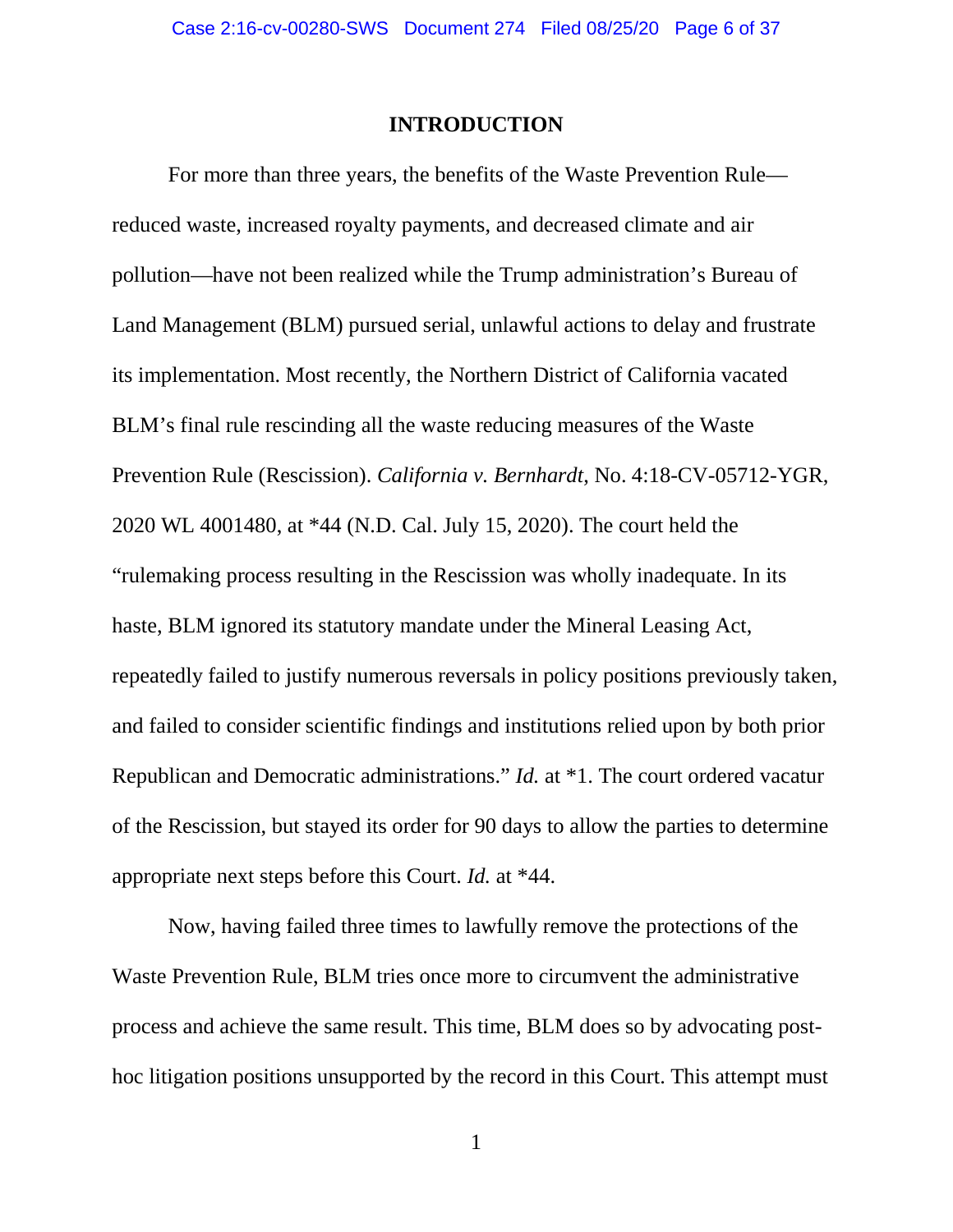## INTRODUCTION

For more than three years, the benefits of the Waste Prevention Rule—reduced waste, increased royalty payments, and decreased climate and air pollution—have not been realized while the Trump administration's Bureau of Land Management (BLM) pursued serial, unlawful actions to delay and frustrate its implementation. Most recently, the Northern District of California vacated BLM's final rule rescinding all the waste reducing measures of the Waste Prevention Rule (Rescission). *California v. Bernhardt*, No. 4:18-CV-05712-YGR, 2020 WL 4001480, at *44 (N.D. Cal. July 15, 2020). The court held the "rulemaking process resulting in the Rescission was wholly inadequate. In its haste, BLM ignored its statutory mandate under the Mineral Leasing Act, repeatedly failed to justify numerous reversals in policy positions previously taken, and failed to consider scientific findings and institutions relied upon by both prior Republican and Democratic administrations." *Id.* at *1. The court ordered vacatur of the Rescission, but stayed its order for 90 days to allow the parties to determine appropriate next steps before this Court. *Id.* at *44.

Now, having failed three times to lawfully remove the protections of the Waste Prevention Rule, BLM tries once more to circumvent the administrative process and achieve the same result. This time, BLM does so by advocating post-hoc litigation positions unsupported by the record in this Court. This attempt must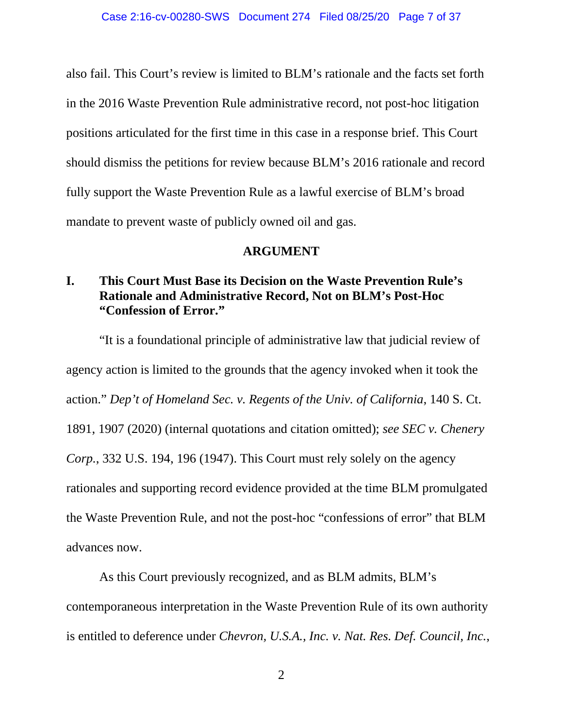also fail. This Court's review is limited to BLM's rationale and the facts set forth in the 2016 Waste Prevention Rule administrative record, not post-hoc litigation positions articulated for the first time in this case in a response brief. This Court should dismiss the petitions for review because BLM's 2016 rationale and record fully support the Waste Prevention Rule as a lawful exercise of BLM's broad mandate to prevent waste of publicly owned oil and gas.

## ARGUMENT

### I. This Court Must Base its Decision on the Waste Prevention Rule's Rationale and Administrative Record, Not on BLM's Post-Hoc "Confession of Error."

"It is a foundational principle of administrative law that judicial review of agency action is limited to the grounds that the agency invoked when it took the action." *Dep't of Homeland Sec. v. Regents of the Univ. of California*, 140 S. Ct. 1891, 1907 (2020) (internal quotations and citation omitted); *see SEC v. Chenery Corp.*, 332 U.S. 194, 196 (1947). This Court must rely solely on the agency rationales and supporting record evidence provided at the time BLM promulgated the Waste Prevention Rule, and not the post-hoc "confessions of error" that BLM advances now.

As this Court previously recognized, and as BLM admits, BLM's contemporaneous interpretation in the Waste Prevention Rule of its own authority is entitled to deference under *Chevron, U.S.A., Inc. v. Nat. Res. Def. Council, Inc.*,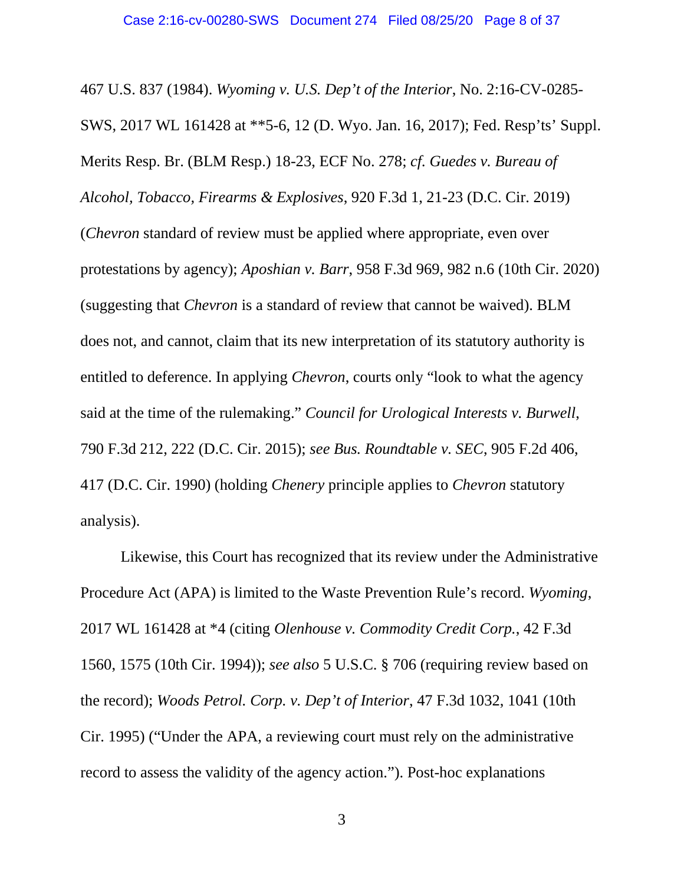467 U.S. 837 (1984). *Wyoming v. U.S. Dep't of the Interior*, No. 2:16-CV-0285-SWS, 2017 WL 161428 at **5-6, 12 (D. Wyo. Jan. 16, 2017); Fed. Resp'ts' Suppl. Merits Resp. Br. (BLM Resp.) 18-23, ECF No. 278; *cf. Guedes v. Bureau of Alcohol, Tobacco, Firearms & Explosives*, 920 F.3d 1, 21-23 (D.C. Cir. 2019) (*Chevron* standard of review must be applied where appropriate, even over protestations by agency); *Aposhian v. Barr*, 958 F.3d 969, 982 n.6 (10th Cir. 2020) (suggesting that *Chevron* is a standard of review that cannot be waived). BLM does not, and cannot, claim that its new interpretation of its statutory authority is entitled to deference. In applying *Chevron*, courts only "look to what the agency said at the time of the rulemaking." *Council for Urological Interests v. Burwell*, 790 F.3d 212, 222 (D.C. Cir. 2015); *see Bus. Roundtable v. SEC*, 905 F.2d 406, 417 (D.C. Cir. 1990) (holding *Chenery* principle applies to *Chevron* statutory analysis).

Likewise, this Court has recognized that its review under the Administrative Procedure Act (APA) is limited to the Waste Prevention Rule's record. *Wyoming*, 2017 WL 161428 at *4 (citing *Olenhouse v. Commodity Credit Corp.*, 42 F.3d 1560, 1575 (10th Cir. 1994)); *see also* 5 U.S.C. § 706 (requiring review based on the record); *Woods Petrol. Corp. v. Dep't of Interior*, 47 F.3d 1032, 1041 (10th Cir. 1995) ("Under the APA, a reviewing court must rely on the administrative record to assess the validity of the agency action."). Post-hoc explanations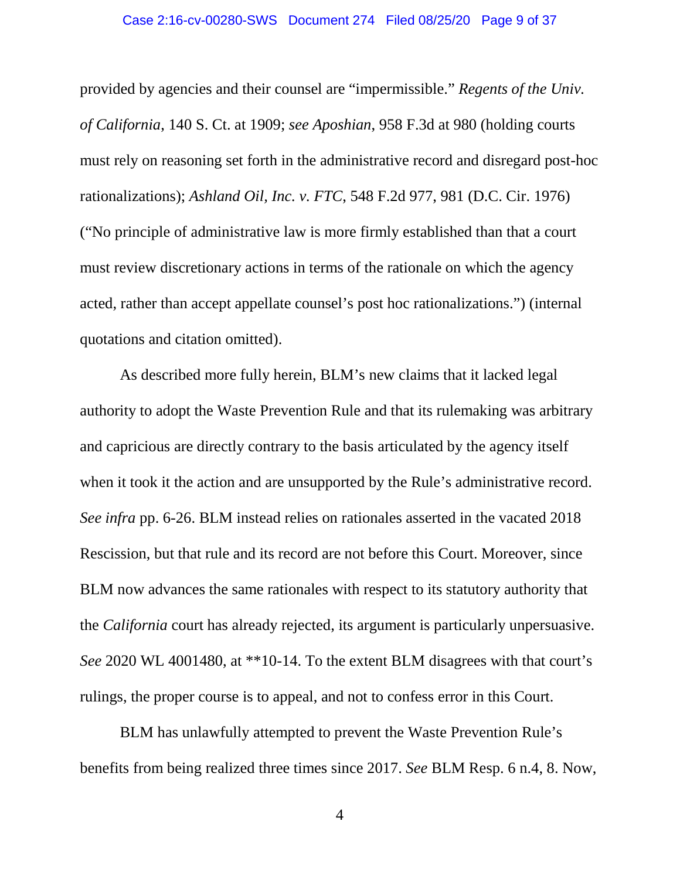provided by agencies and their counsel are "impermissible." *Regents of the Univ. of California*, 140 S. Ct. at 1909; *see Aposhian*, 958 F.3d at 980 (holding courts must rely on reasoning set forth in the administrative record and disregard post-hoc rationalizations); *Ashland Oil, Inc. v. FTC*, 548 F.2d 977, 981 (D.C. Cir. 1976) ("No principle of administrative law is more firmly established than that a court must review discretionary actions in terms of the rationale on which the agency acted, rather than accept appellate counsel's post hoc rationalizations.") (internal quotations and citation omitted).

As described more fully herein, BLM's new claims that it lacked legal authority to adopt the Waste Prevention Rule and that its rulemaking was arbitrary and capricious are directly contrary to the basis articulated by the agency itself when it took it the action and are unsupported by the Rule's administrative record. *See infra* pp. 6-26. BLM instead relies on rationales asserted in the vacated 2018 Rescission, but that rule and its record are not before this Court. Moreover, since BLM now advances the same rationales with respect to its statutory authority that the *California* court has already rejected, its argument is particularly unpersuasive. *See* 2020 WL 4001480, at **10-14. To the extent BLM disagrees with that court's rulings, the proper course is to appeal, and not to confess error in this Court.

BLM has unlawfully attempted to prevent the Waste Prevention Rule's benefits from being realized three times since 2017. *See* BLM Resp. 6 n.4, 8. Now,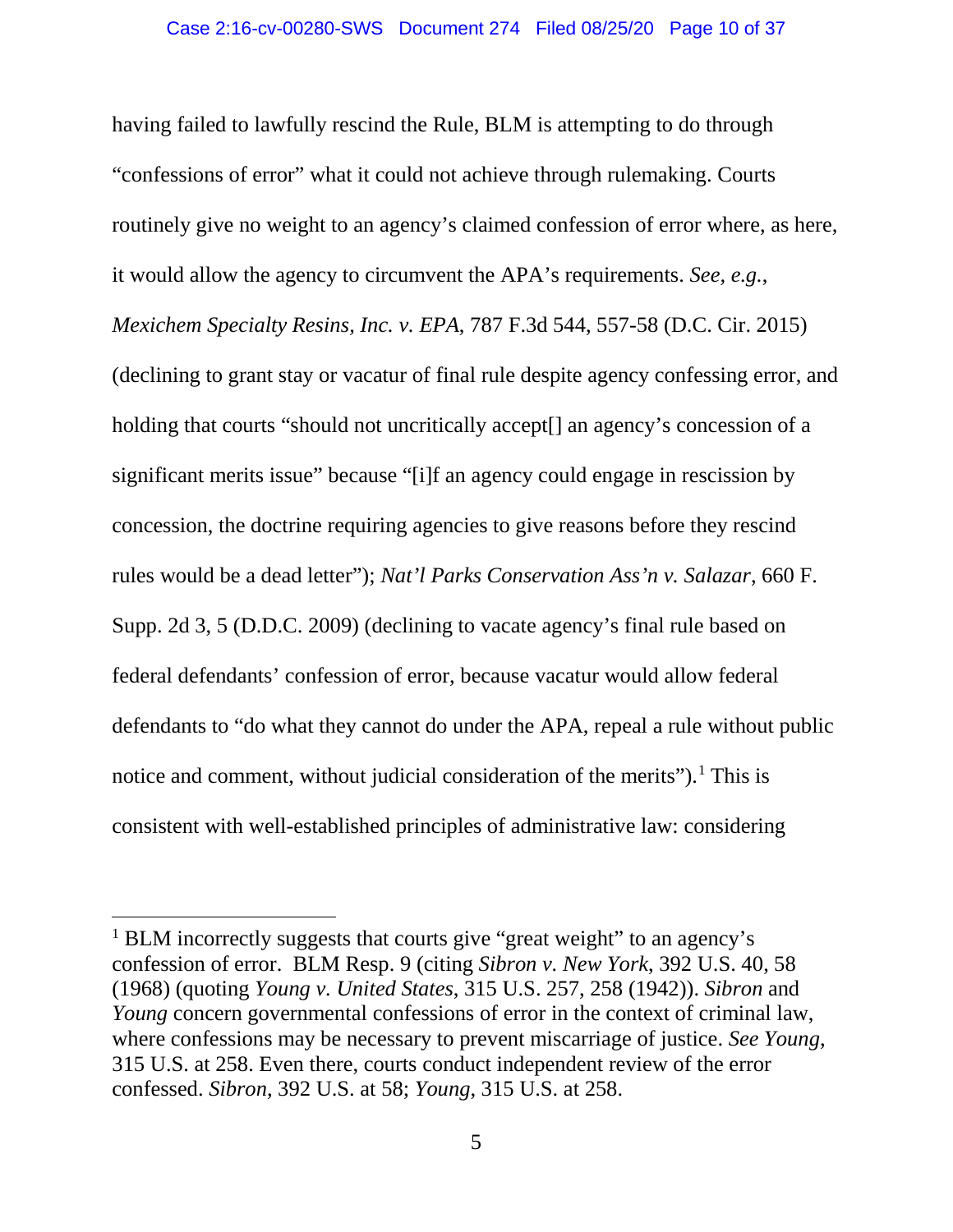having failed to lawfully rescind the Rule, BLM is attempting to do through "confessions of error" what it could not achieve through rulemaking. Courts routinely give no weight to an agency's claimed confession of error where, as here, it would allow the agency to circumvent the APA's requirements. *See, e.g.*, *Mexichem Specialty Resins, Inc. v. EPA*, 787 F.3d 544, 557-58 (D.C. Cir. 2015) (declining to grant stay or vacatur of final rule despite agency confessing error, and holding that courts "should not uncritically accept[] an agency's concession of a significant merits issue" because "[i]f an agency could engage in rescission by concession, the doctrine requiring agencies to give reasons before they rescind rules would be a dead letter"); *Nat'l Parks Conservation Ass'n v. Salazar*, 660 F. Supp. 2d 3, 5 (D.D.C. 2009) (declining to vacate agency's final rule based on federal defendants' confession of error, because vacatur would allow federal defendants to "do what they cannot do under the APA, repeal a rule without public notice and comment, without judicial consideration of the merits").[1] This is consistent with well-established principles of administrative law: considering

---

[1] BLM incorrectly suggests that courts give "great weight" to an agency's confession of error. BLM Resp. 9 (citing *Sibron v. New York*, 392 U.S. 40, 58 (1968) (quoting *Young v. United States*, 315 U.S. 257, 258 (1942)). *Sibron* and *Young* concern governmental confessions of error in the context of criminal law, where confessions may be necessary to prevent miscarriage of justice. *See Young*, 315 U.S. at 258. Even there, courts conduct independent review of the error confessed. *Sibron*, 392 U.S. at 58; *Young*, 315 U.S. at 258.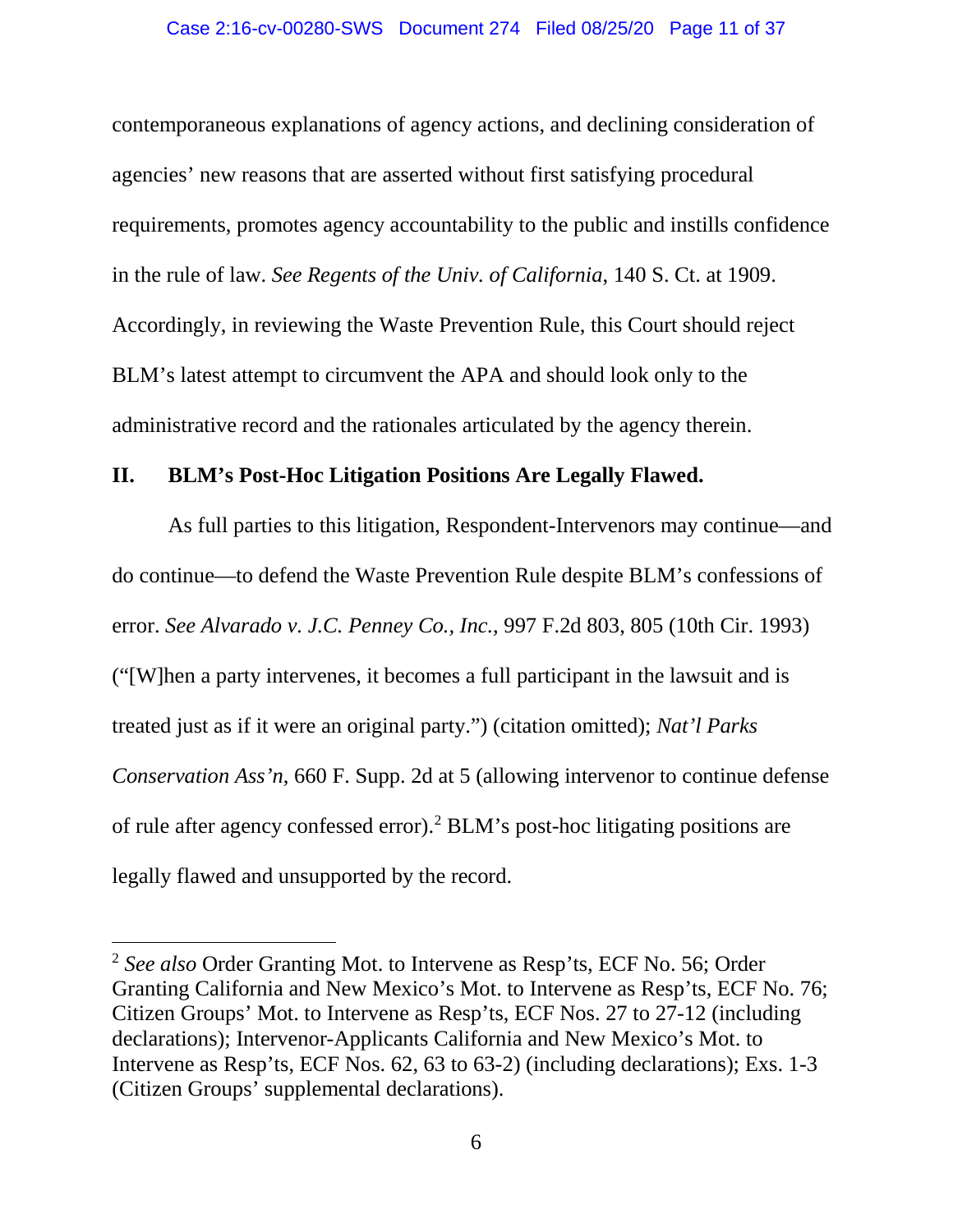contemporaneous explanations of agency actions, and declining consideration of agencies' new reasons that are asserted without first satisfying procedural requirements, promotes agency accountability to the public and instills confidence in the rule of law. *See Regents of the Univ. of California*, 140 S. Ct. at 1909. Accordingly, in reviewing the Waste Prevention Rule, this Court should reject BLM's latest attempt to circumvent the APA and should look only to the administrative record and the rationales articulated by the agency therein.

## II. BLM's Post-Hoc Litigation Positions Are Legally Flawed.

As full parties to this litigation, Respondent-Intervenors may continue—and do continue—to defend the Waste Prevention Rule despite BLM's confessions of error. *See Alvarado v. J.C. Penney Co., Inc.*, 997 F.2d 803, 805 (10th Cir. 1993) ("[W]hen a party intervenes, it becomes a full participant in the lawsuit and is treated just as if it were an original party.") (citation omitted); *Nat'l Parks Conservation Ass'n*, 660 F. Supp. 2d at 5 (allowing intervenor to continue defense of rule after agency confessed error).[2] BLM's post-hoc litigating positions are legally flawed and unsupported by the record.

---

[2] *See also* Order Granting Mot. to Intervene as Resp'ts, ECF No. 56; Order Granting California and New Mexico's Mot. to Intervene as Resp'ts, ECF No. 76; Citizen Groups' Mot. to Intervene as Resp'ts, ECF Nos. 27 to 27-12 (including declarations); Intervenor-Applicants California and New Mexico's Mot. to Intervene as Resp'ts, ECF Nos. 62, 63 to 63-2) (including declarations); Exs. 1-3 (Citizen Groups' supplemental declarations).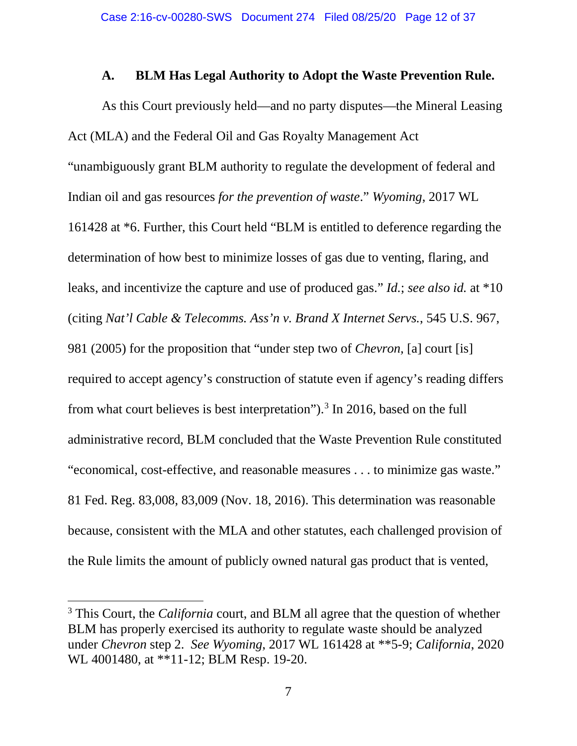### A. BLM Has Legal Authority to Adopt the Waste Prevention Rule.

As this Court previously held—and no party disputes—the Mineral Leasing Act (MLA) and the Federal Oil and Gas Royalty Management Act "unambiguously grant BLM authority to regulate the development of federal and Indian oil and gas resources *for the prevention of waste*." *Wyoming*, 2017 WL 161428 at *6. Further, this Court held "BLM is entitled to deference regarding the determination of how best to minimize losses of gas due to venting, flaring, and leaks, and incentivize the capture and use of produced gas." *Id.*; *see also id.* at *10 (citing *Nat'l Cable & Telecomms. Ass'n v. Brand X Internet Servs.*, 545 U.S. 967, 981 (2005) for the proposition that "under step two of *Chevron,* [a] court [is] required to accept agency's construction of statute even if agency's reading differs from what court believes is best interpretation").[3] In 2016, based on the full administrative record, BLM concluded that the Waste Prevention Rule constituted "economical, cost-effective, and reasonable measures . . . to minimize gas waste." 81 Fed. Reg. 83,008, 83,009 (Nov. 18, 2016). This determination was reasonable because, consistent with the MLA and other statutes, each challenged provision of the Rule limits the amount of publicly owned natural gas product that is vented,

[3] This Court, the *California* court, and BLM all agree that the question of whether BLM has properly exercised its authority to regulate waste should be analyzed under *Chevron* step 2. *See Wyoming*, 2017 WL 161428 at **5-9; *California*, 2020 WL 4001480, at **11-12; BLM Resp. 19-20.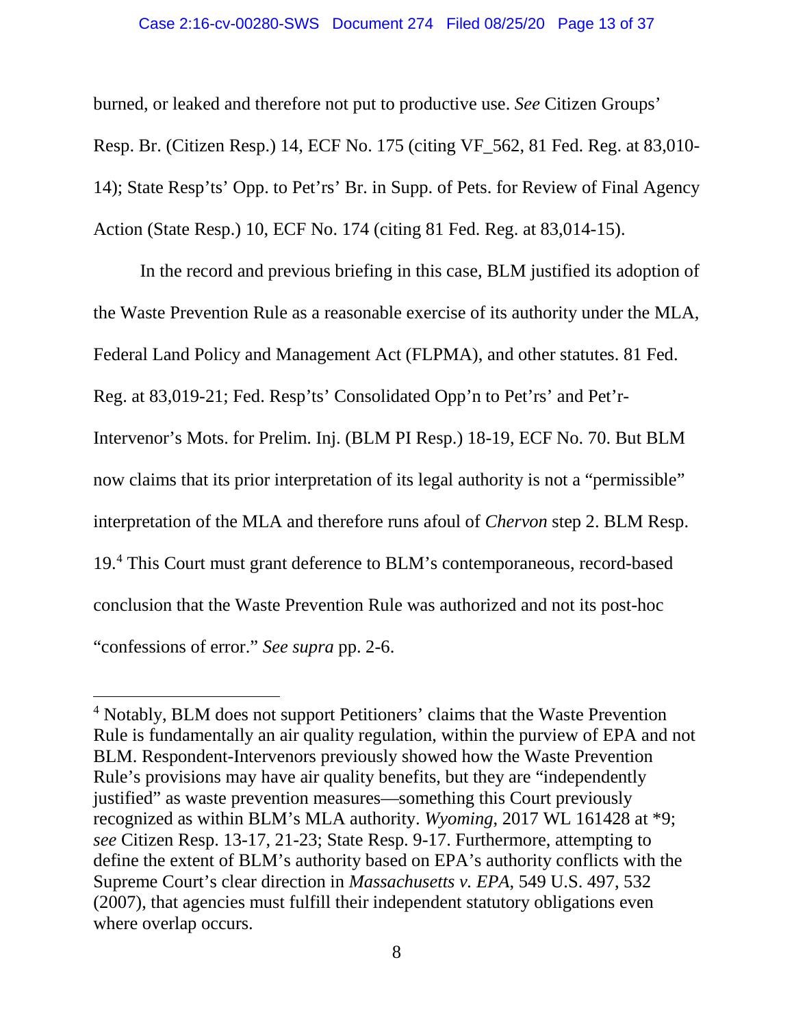burned, or leaked and therefore not put to productive use. *See* Citizen Groups' Resp. Br. (Citizen Resp.) 14, ECF No. 175 (citing VF_562, 81 Fed. Reg. at 83,010-14); State Resp'ts' Opp. to Pet'rs' Br. in Supp. of Pets. for Review of Final Agency Action (State Resp.) 10, ECF No. 174 (citing 81 Fed. Reg. at 83,014-15).

In the record and previous briefing in this case, BLM justified its adoption of the Waste Prevention Rule as a reasonable exercise of its authority under the MLA, Federal Land Policy and Management Act (FLPMA), and other statutes. 81 Fed. Reg. at 83,019-21; Fed. Resp'ts' Consolidated Opp'n to Pet'rs' and Pet'r-Intervenor's Mots. for Prelim. Inj. (BLM PI Resp.) 18-19, ECF No. 70. But BLM now claims that its prior interpretation of its legal authority is not a "permissible" interpretation of the MLA and therefore runs afoul of *Chervon* step 2. BLM Resp. 19.[4] This Court must grant deference to BLM's contemporaneous, record-based conclusion that the Waste Prevention Rule was authorized and not its post-hoc "confessions of error." *See supra* pp. 2-6.

[4] Notably, BLM does not support Petitioners' claims that the Waste Prevention Rule is fundamentally an air quality regulation, within the purview of EPA and not BLM. Respondent-Intervenors previously showed how the Waste Prevention Rule's provisions may have air quality benefits, but they are "independently justified" as waste prevention measures—something this Court previously recognized as within BLM's MLA authority. *Wyoming*, 2017 WL 161428 at *9; *see* Citizen Resp. 13-17, 21-23; State Resp. 9-17. Furthermore, attempting to define the extent of BLM's authority based on EPA's authority conflicts with the Supreme Court's clear direction in *Massachusetts v. EPA*, 549 U.S. 497, 532 (2007), that agencies must fulfill their independent statutory obligations even where overlap occurs.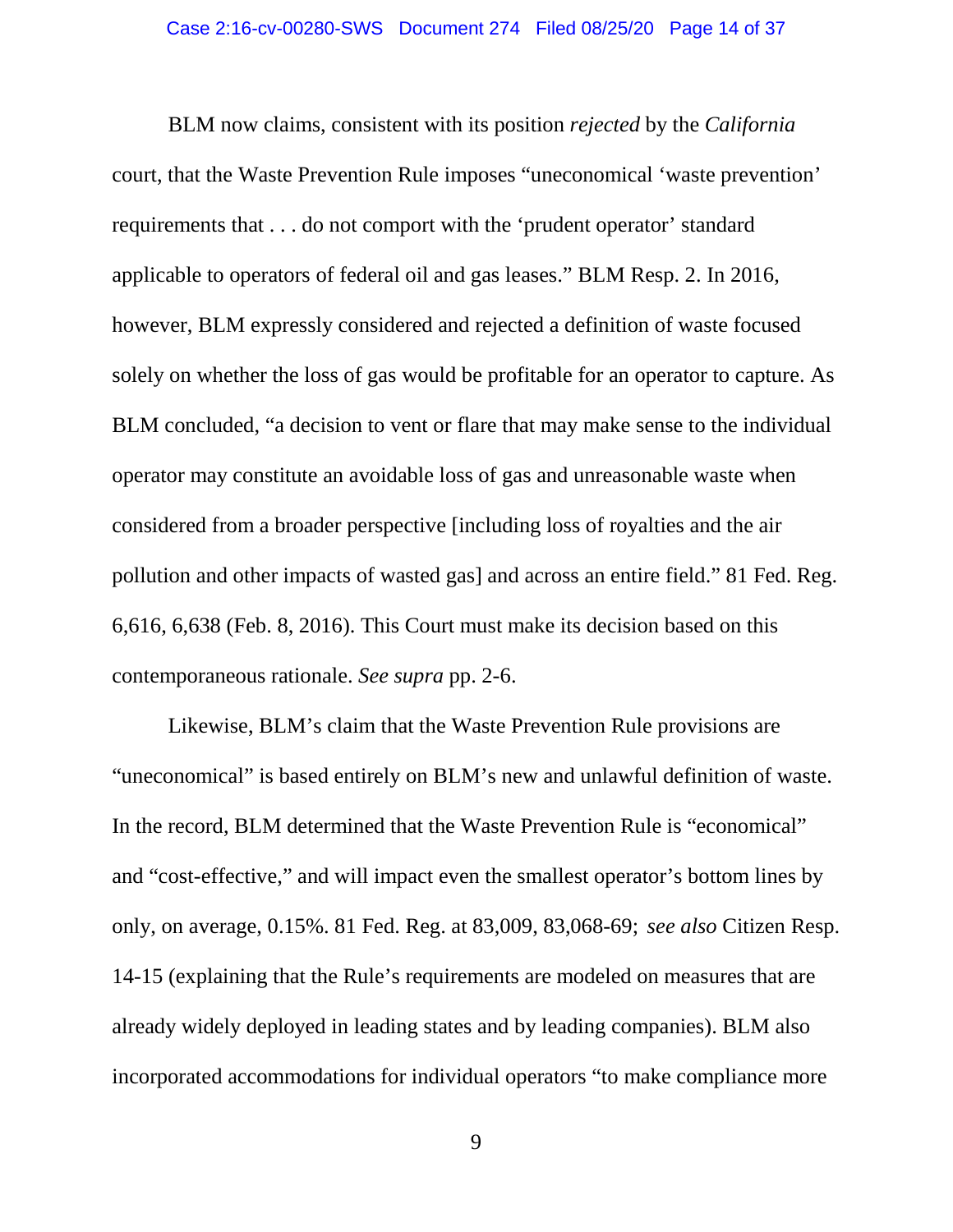BLM now claims, consistent with its position *rejected* by the *California* court, that the Waste Prevention Rule imposes "uneconomical 'waste prevention' requirements that . . . do not comport with the 'prudent operator' standard applicable to operators of federal oil and gas leases." BLM Resp. 2. In 2016, however, BLM expressly considered and rejected a definition of waste focused solely on whether the loss of gas would be profitable for an operator to capture. As BLM concluded, "a decision to vent or flare that may make sense to the individual operator may constitute an avoidable loss of gas and unreasonable waste when considered from a broader perspective [including loss of royalties and the air pollution and other impacts of wasted gas] and across an entire field." 81 Fed. Reg. 6,616, 6,638 (Feb. 8, 2016). This Court must make its decision based on this contemporaneous rationale. *See supra* pp. 2-6.

Likewise, BLM's claim that the Waste Prevention Rule provisions are "uneconomical" is based entirely on BLM's new and unlawful definition of waste. In the record, BLM determined that the Waste Prevention Rule is "economical" and "cost-effective," and will impact even the smallest operator's bottom lines by only, on average, 0.15%. 81 Fed. Reg. at 83,009, 83,068-69; *see also* Citizen Resp. 14-15 (explaining that the Rule's requirements are modeled on measures that are already widely deployed in leading states and by leading companies). BLM also incorporated accommodations for individual operators "to make compliance more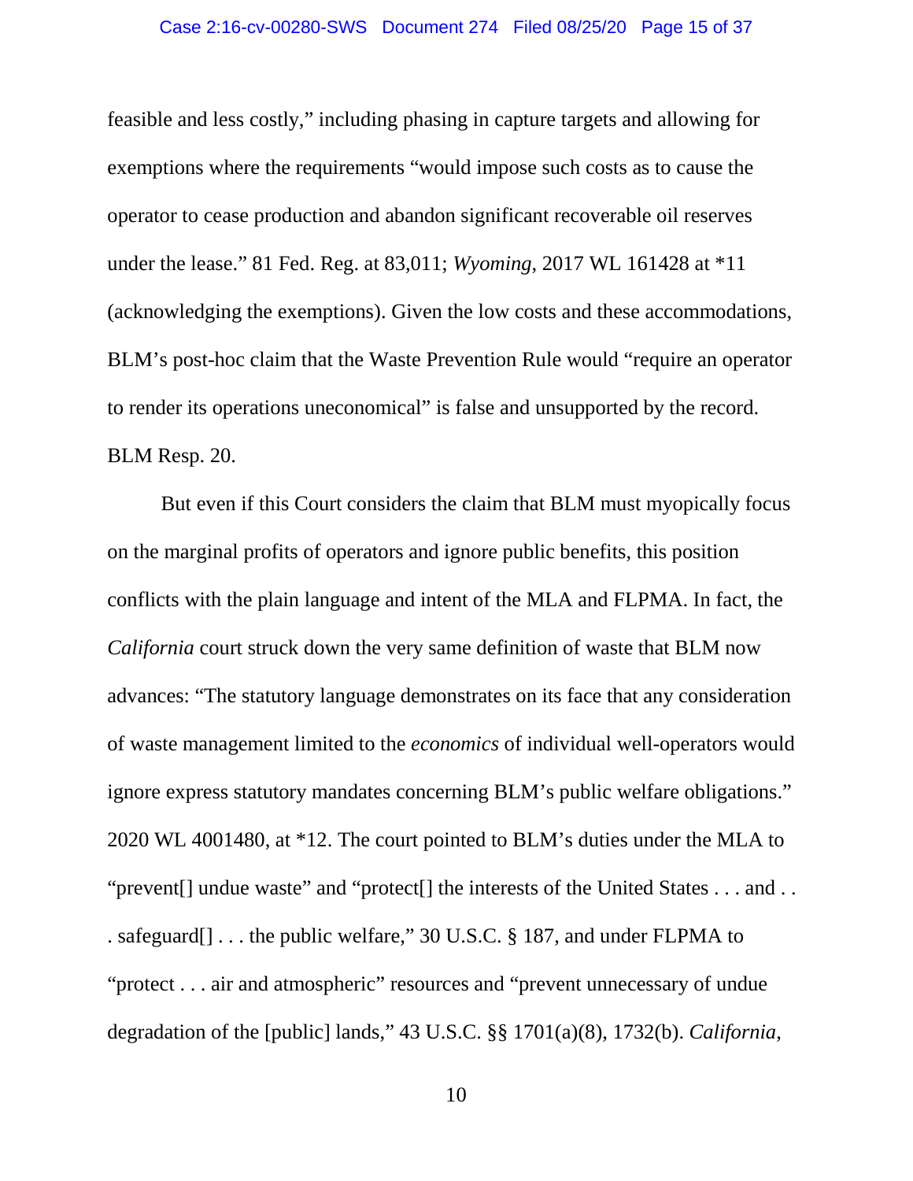feasible and less costly," including phasing in capture targets and allowing for exemptions where the requirements "would impose such costs as to cause the operator to cease production and abandon significant recoverable oil reserves under the lease." 81 Fed. Reg. at 83,011; *Wyoming*, 2017 WL 161428 at *11 (acknowledging the exemptions). Given the low costs and these accommodations, BLM's post-hoc claim that the Waste Prevention Rule would "require an operator to render its operations uneconomical" is false and unsupported by the record. BLM Resp. 20.

But even if this Court considers the claim that BLM must myopically focus on the marginal profits of operators and ignore public benefits, this position conflicts with the plain language and intent of the MLA and FLPMA. In fact, the *California* court struck down the very same definition of waste that BLM now advances: "The statutory language demonstrates on its face that any consideration of waste management limited to the *economics* of individual well-operators would ignore express statutory mandates concerning BLM's public welfare obligations." 2020 WL 4001480, at *12. The court pointed to BLM's duties under the MLA to "prevent[] undue waste" and "protect[] the interests of the United States . . . and . . . safeguard[] . . . the public welfare," 30 U.S.C. § 187, and under FLPMA to "protect . . . air and atmospheric" resources and "prevent unnecessary of undue degradation of the [public] lands," 43 U.S.C. §§ 1701(a)(8), 1732(b). *California*,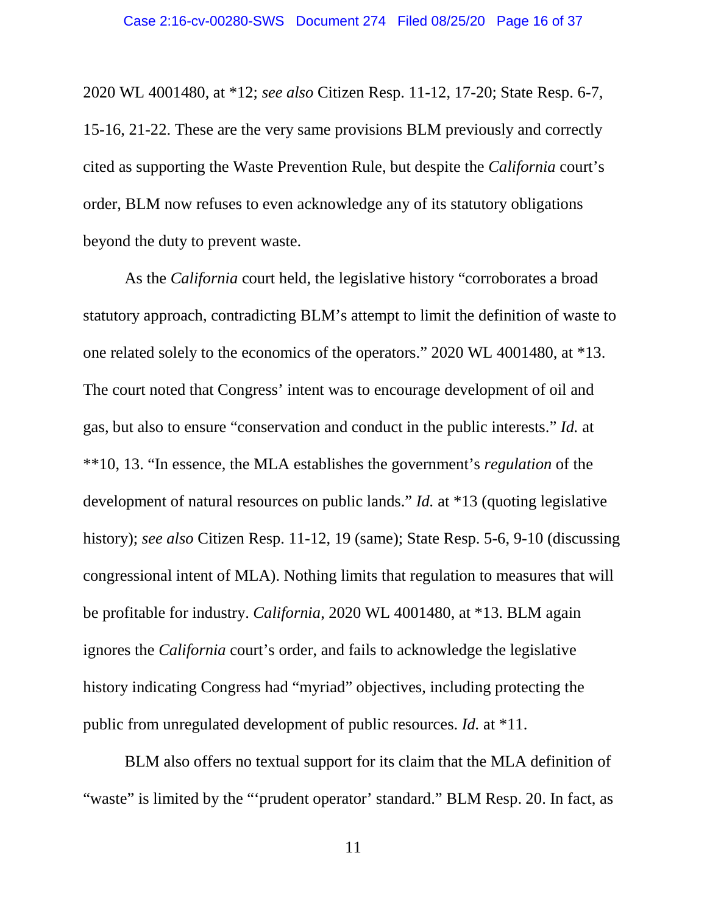2020 WL 4001480, at *12; *see also* Citizen Resp. 11-12, 17-20; State Resp. 6-7, 15-16, 21-22. These are the very same provisions BLM previously and correctly cited as supporting the Waste Prevention Rule, but despite the *California* court's order, BLM now refuses to even acknowledge any of its statutory obligations beyond the duty to prevent waste.

As the *California* court held, the legislative history "corroborates a broad statutory approach, contradicting BLM's attempt to limit the definition of waste to one related solely to the economics of the operators." 2020 WL 4001480, at *13. The court noted that Congress' intent was to encourage development of oil and gas, but also to ensure "conservation and conduct in the public interests." *Id.* at **10, 13. "In essence, the MLA establishes the government's *regulation* of the development of natural resources on public lands." *Id.* at *13 (quoting legislative history); *see also* Citizen Resp. 11-12, 19 (same); State Resp. 5-6, 9-10 (discussing congressional intent of MLA). Nothing limits that regulation to measures that will be profitable for industry. *California*, 2020 WL 4001480, at *13. BLM again ignores the *California* court's order, and fails to acknowledge the legislative history indicating Congress had "myriad" objectives, including protecting the public from unregulated development of public resources. *Id.* at *11.

BLM also offers no textual support for its claim that the MLA definition of "waste" is limited by the "'prudent operator' standard." BLM Resp. 20. In fact, as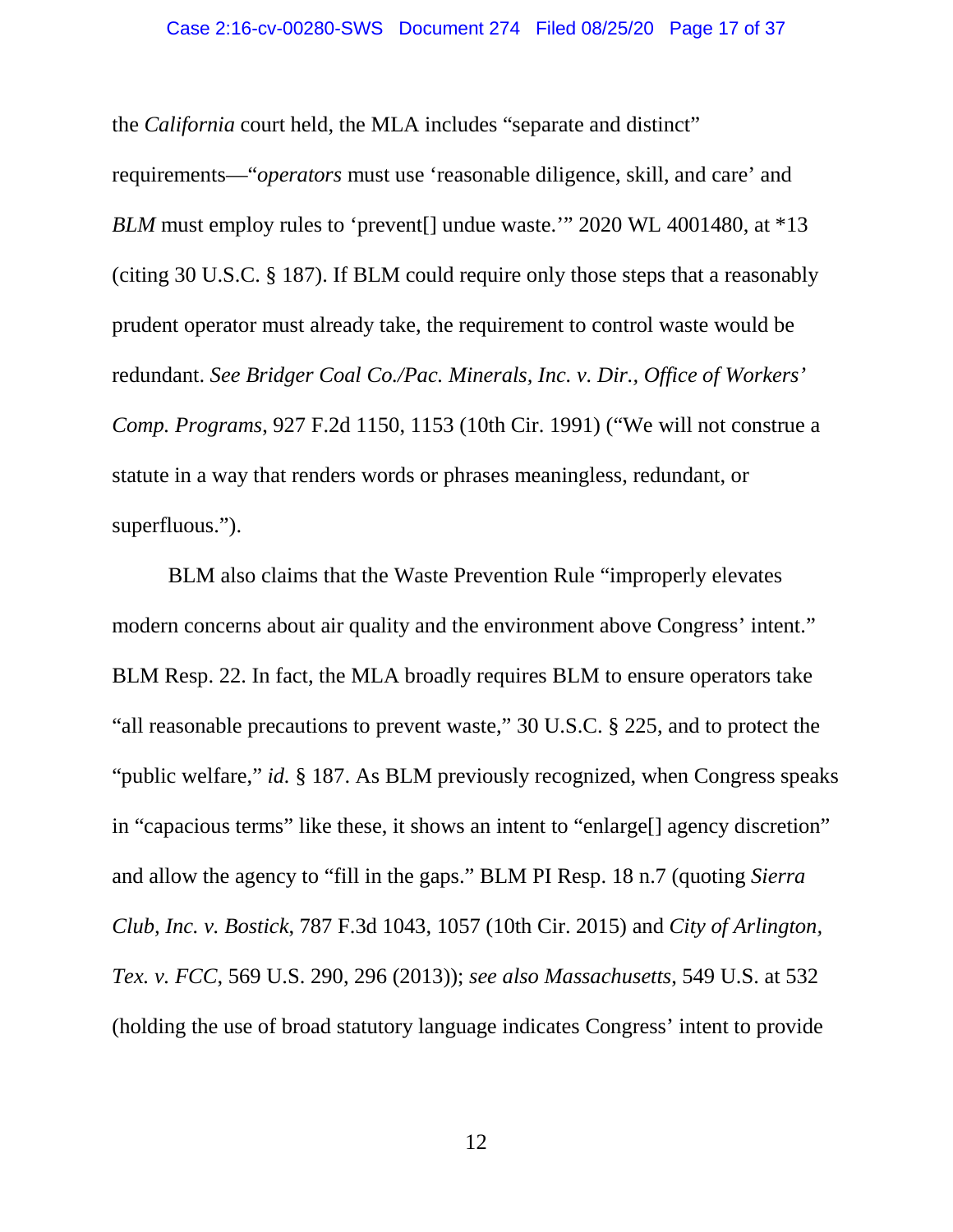the *California* court held, the MLA includes "separate and distinct" requirements—"*operators* must use 'reasonable diligence, skill, and care' and *BLM* must employ rules to 'prevent[] undue waste.'" 2020 WL 4001480, at *13 (citing 30 U.S.C. § 187). If BLM could require only those steps that a reasonably prudent operator must already take, the requirement to control waste would be redundant. *See Bridger Coal Co./Pac. Minerals, Inc. v. Dir., Office of Workers' Comp. Programs*, 927 F.2d 1150, 1153 (10th Cir. 1991) ("We will not construe a statute in a way that renders words or phrases meaningless, redundant, or superfluous.").

BLM also claims that the Waste Prevention Rule "improperly elevates modern concerns about air quality and the environment above Congress' intent." BLM Resp. 22. In fact, the MLA broadly requires BLM to ensure operators take "all reasonable precautions to prevent waste," 30 U.S.C. § 225, and to protect the "public welfare," *id.* § 187. As BLM previously recognized, when Congress speaks in "capacious terms" like these, it shows an intent to "enlarge[] agency discretion" and allow the agency to "fill in the gaps." BLM PI Resp. 18 n.7 (quoting *Sierra Club, Inc. v. Bostick*, 787 F.3d 1043, 1057 (10th Cir. 2015) and *City of Arlington, Tex. v. FCC*, 569 U.S. 290, 296 (2013)); *see also Massachusetts*, 549 U.S. at 532 (holding the use of broad statutory language indicates Congress' intent to provide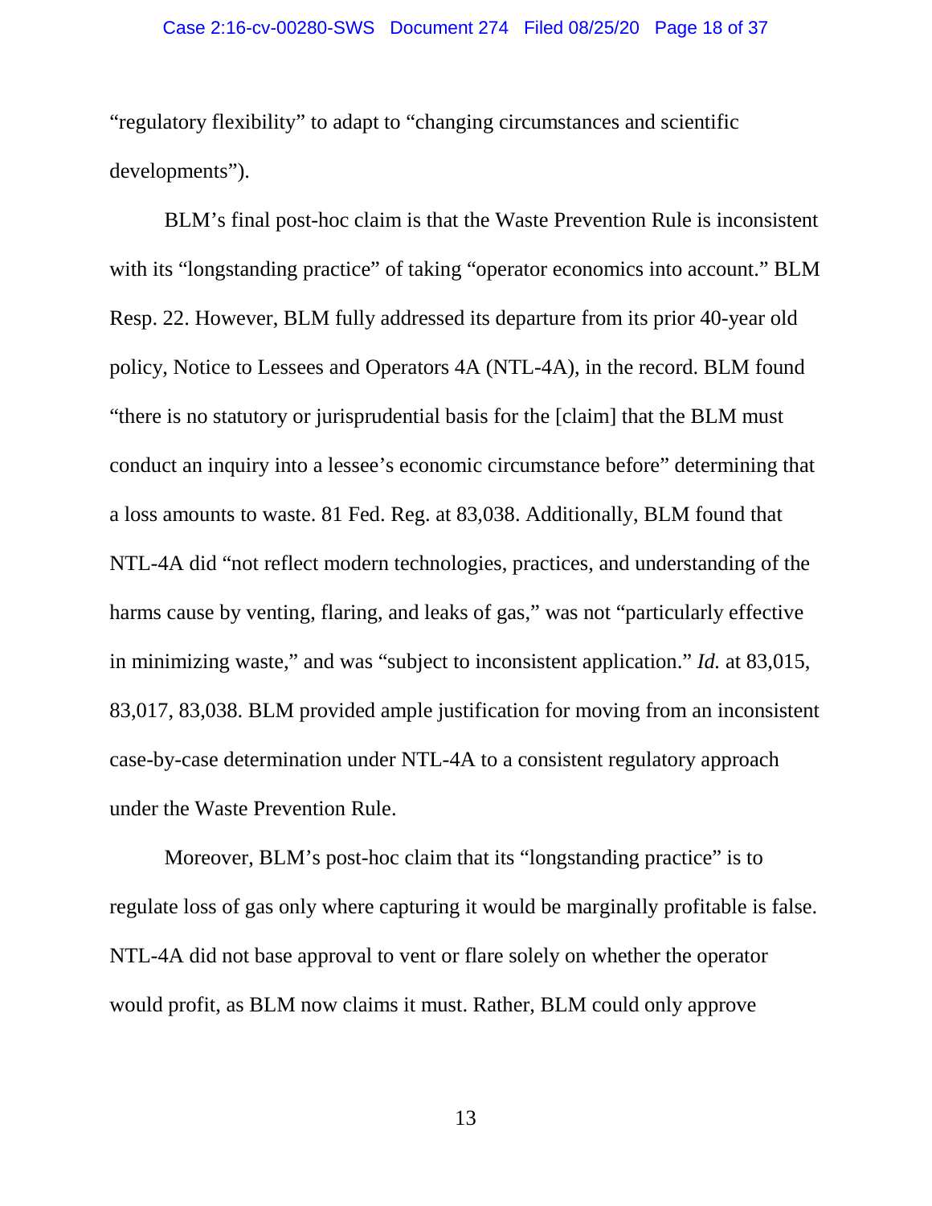"regulatory flexibility" to adapt to "changing circumstances and scientific developments").

BLM's final post-hoc claim is that the Waste Prevention Rule is inconsistent with its "longstanding practice" of taking "operator economics into account." BLM Resp. 22. However, BLM fully addressed its departure from its prior 40-year old policy, Notice to Lessees and Operators 4A (NTL-4A), in the record. BLM found "there is no statutory or jurisprudential basis for the [claim] that the BLM must conduct an inquiry into a lessee's economic circumstance before" determining that a loss amounts to waste. 81 Fed. Reg. at 83,038. Additionally, BLM found that NTL-4A did "not reflect modern technologies, practices, and understanding of the harms cause by venting, flaring, and leaks of gas," was not "particularly effective in minimizing waste," and was "subject to inconsistent application." *Id.* at 83,015, 83,017, 83,038. BLM provided ample justification for moving from an inconsistent case-by-case determination under NTL-4A to a consistent regulatory approach under the Waste Prevention Rule.

Moreover, BLM's post-hoc claim that its "longstanding practice" is to regulate loss of gas only where capturing it would be marginally profitable is false. NTL-4A did not base approval to vent or flare solely on whether the operator would profit, as BLM now claims it must. Rather, BLM could only approve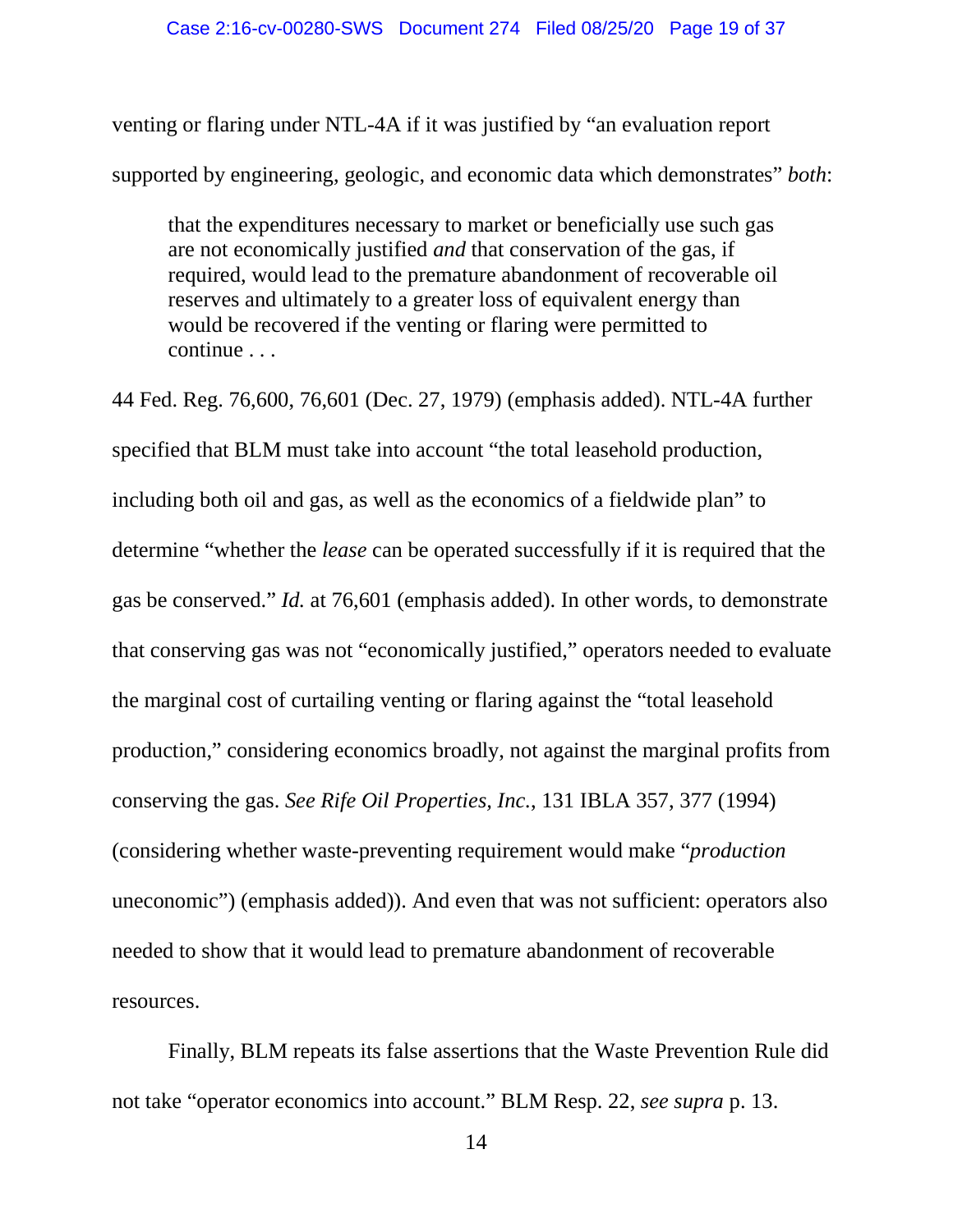venting or flaring under NTL-4A if it was justified by "an evaluation report supported by engineering, geologic, and economic data which demonstrates" *both*:

> that the expenditures necessary to market or beneficially use such gas are not economically justified *and* that conservation of the gas, if required, would lead to the premature abandonment of recoverable oil reserves and ultimately to a greater loss of equivalent energy than would be recovered if the venting or flaring were permitted to continue . . .

44 Fed. Reg. 76,600, 76,601 (Dec. 27, 1979) (emphasis added). NTL-4A further specified that BLM must take into account "the total leasehold production, including both oil and gas, as well as the economics of a fieldwide plan" to determine "whether the *lease* can be operated successfully if it is required that the gas be conserved." *Id.* at 76,601 (emphasis added). In other words, to demonstrate that conserving gas was not "economically justified," operators needed to evaluate the marginal cost of curtailing venting or flaring against the "total leasehold production," considering economics broadly, not against the marginal profits from conserving the gas. *See Rife Oil Properties, Inc.*, 131 IBLA 357, 377 (1994) (considering whether waste-preventing requirement would make "*production* uneconomic") (emphasis added)). And even that was not sufficient: operators also needed to show that it would lead to premature abandonment of recoverable resources.

Finally, BLM repeats its false assertions that the Waste Prevention Rule did not take "operator economics into account." BLM Resp. 22, *see supra* p. 13.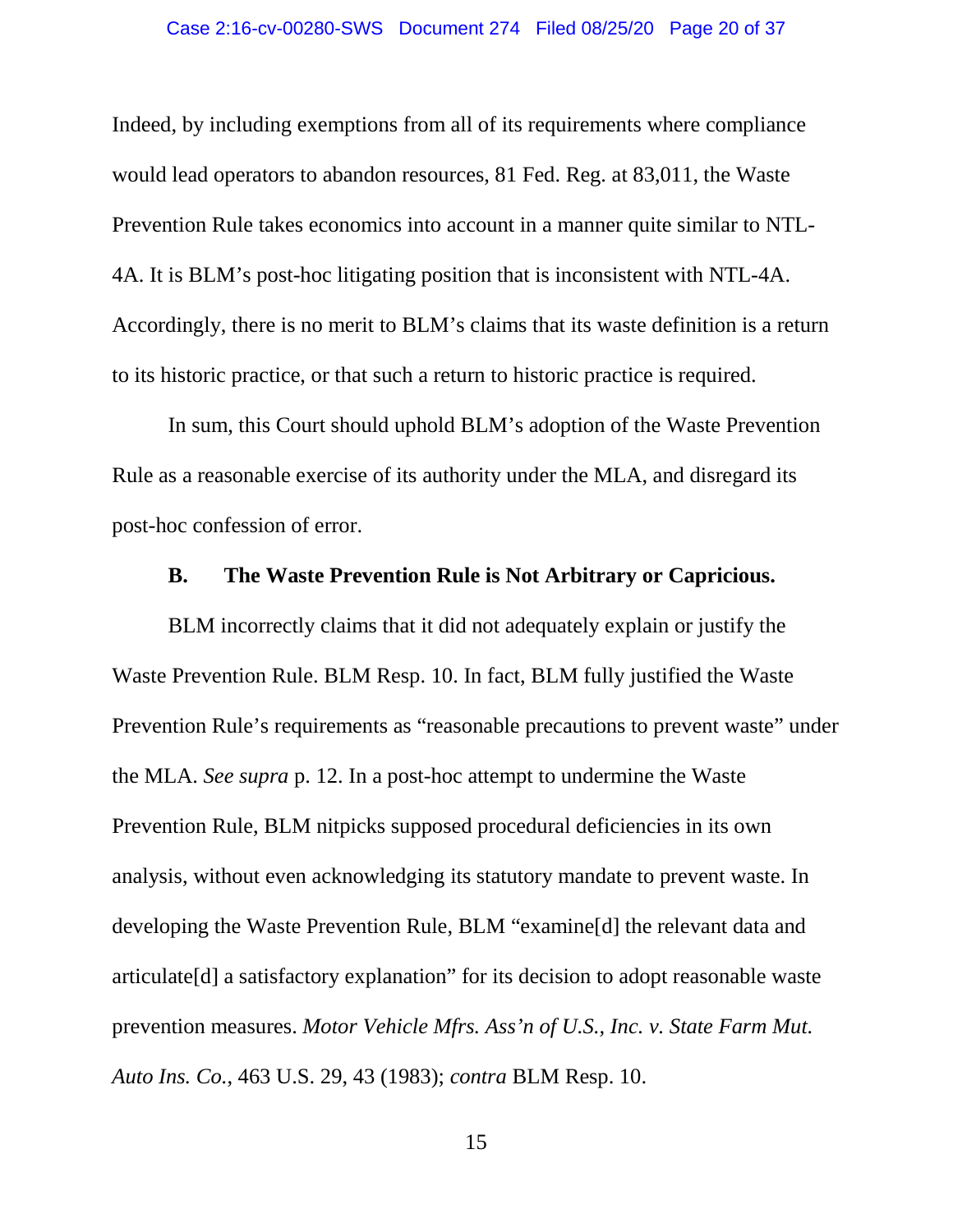Indeed, by including exemptions from all of its requirements where compliance would lead operators to abandon resources, 81 Fed. Reg. at 83,011, the Waste Prevention Rule takes economics into account in a manner quite similar to NTL-4A. It is BLM's post-hoc litigating position that is inconsistent with NTL-4A. Accordingly, there is no merit to BLM's claims that its waste definition is a return to its historic practice, or that such a return to historic practice is required.

In sum, this Court should uphold BLM's adoption of the Waste Prevention Rule as a reasonable exercise of its authority under the MLA, and disregard its post-hoc confession of error.

### B. The Waste Prevention Rule is Not Arbitrary or Capricious.

BLM incorrectly claims that it did not adequately explain or justify the Waste Prevention Rule. BLM Resp. 10. In fact, BLM fully justified the Waste Prevention Rule's requirements as "reasonable precautions to prevent waste" under the MLA. *See supra* p. 12. In a post-hoc attempt to undermine the Waste Prevention Rule, BLM nitpicks supposed procedural deficiencies in its own analysis, without even acknowledging its statutory mandate to prevent waste. In developing the Waste Prevention Rule, BLM "examine[d] the relevant data and articulate[d] a satisfactory explanation" for its decision to adopt reasonable waste prevention measures. *Motor Vehicle Mfrs. Ass'n of U.S., Inc. v. State Farm Mut. Auto Ins. Co.*, 463 U.S. 29, 43 (1983); *contra* BLM Resp. 10.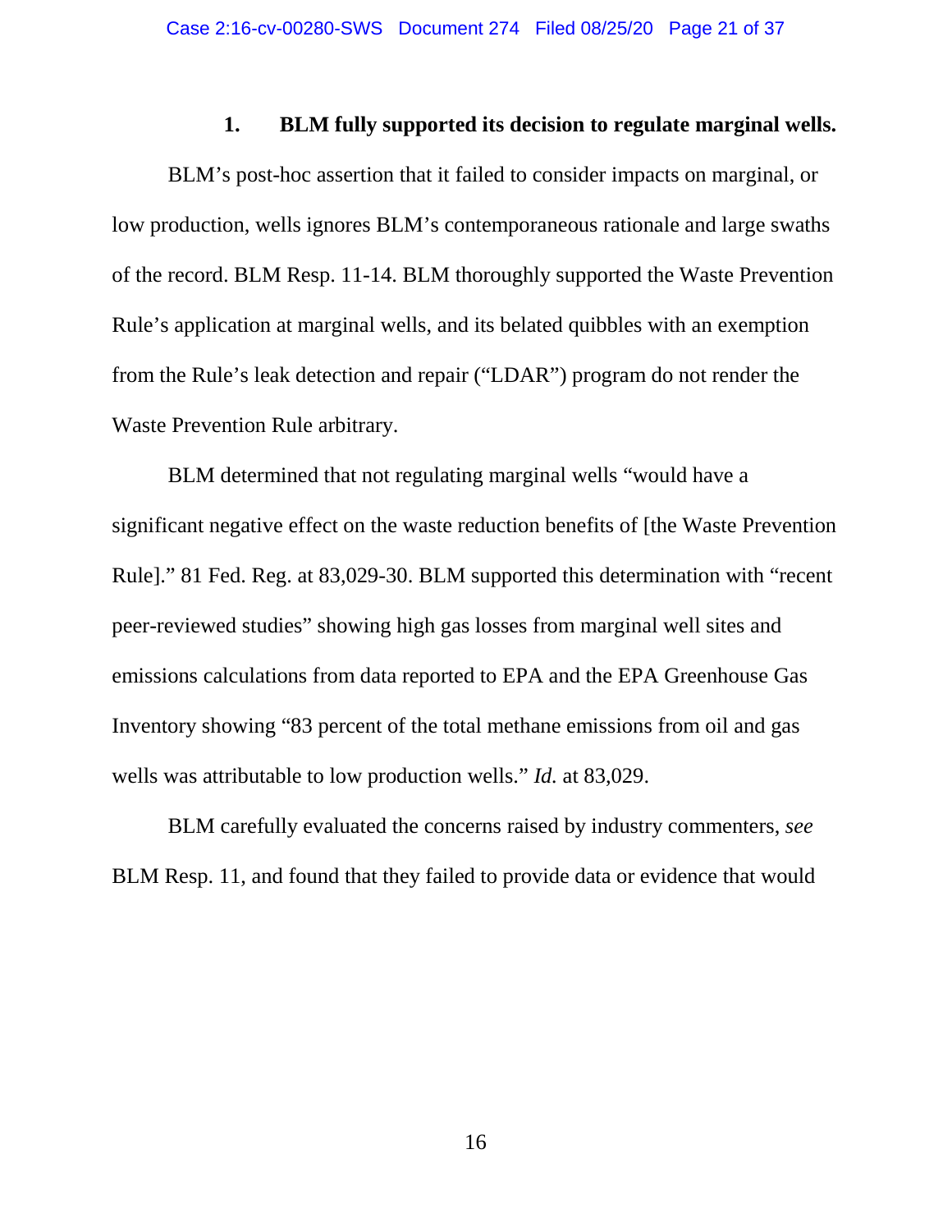### 1. BLM fully supported its decision to regulate marginal wells.

BLM's post-hoc assertion that it failed to consider impacts on marginal, or low production, wells ignores BLM's contemporaneous rationale and large swaths of the record. BLM Resp. 11-14. BLM thoroughly supported the Waste Prevention Rule's application at marginal wells, and its belated quibbles with an exemption from the Rule's leak detection and repair ("LDAR") program do not render the Waste Prevention Rule arbitrary.

BLM determined that not regulating marginal wells "would have a significant negative effect on the waste reduction benefits of [the Waste Prevention Rule]." 81 Fed. Reg. at 83,029-30. BLM supported this determination with "recent peer-reviewed studies" showing high gas losses from marginal well sites and emissions calculations from data reported to EPA and the EPA Greenhouse Gas Inventory showing "83 percent of the total methane emissions from oil and gas wells was attributable to low production wells." *Id.* at 83,029.

BLM carefully evaluated the concerns raised by industry commenters, *see* BLM Resp. 11, and found that they failed to provide data or evidence that would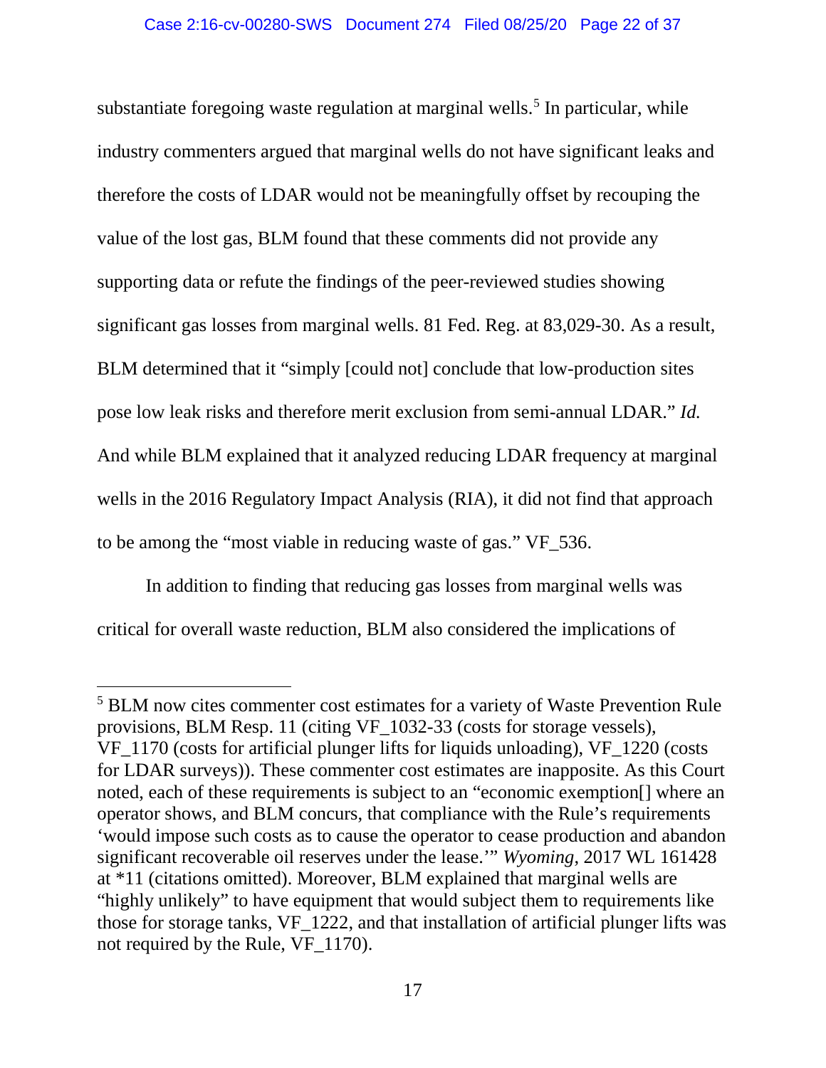substantiate foregoing waste regulation at marginal wells.[5] In particular, while industry commenters argued that marginal wells do not have significant leaks and therefore the costs of LDAR would not be meaningfully offset by recouping the value of the lost gas, BLM found that these comments did not provide any supporting data or refute the findings of the peer-reviewed studies showing significant gas losses from marginal wells. 81 Fed. Reg. at 83,029-30. As a result, BLM determined that it "simply [could not] conclude that low-production sites pose low leak risks and therefore merit exclusion from semi-annual LDAR." *Id.* And while BLM explained that it analyzed reducing LDAR frequency at marginal wells in the 2016 Regulatory Impact Analysis (RIA), it did not find that approach to be among the "most viable in reducing waste of gas." VF_536.

In addition to finding that reducing gas losses from marginal wells was critical for overall waste reduction, BLM also considered the implications of

---

[5] BLM now cites commenter cost estimates for a variety of Waste Prevention Rule provisions, BLM Resp. 11 (citing VF_1032-33 (costs for storage vessels), VF_1170 (costs for artificial plunger lifts for liquids unloading), VF_1220 (costs for LDAR surveys)). These commenter cost estimates are inapposite. As this Court noted, each of these requirements is subject to an "economic exemption[] where an operator shows, and BLM concurs, that compliance with the Rule's requirements 'would impose such costs as to cause the operator to cease production and abandon significant recoverable oil reserves under the lease.'" *Wyoming*, 2017 WL 161428 at *11 (citations omitted). Moreover, BLM explained that marginal wells are "highly unlikely" to have equipment that would subject them to requirements like those for storage tanks, VF_1222, and that installation of artificial plunger lifts was not required by the Rule, VF_1170).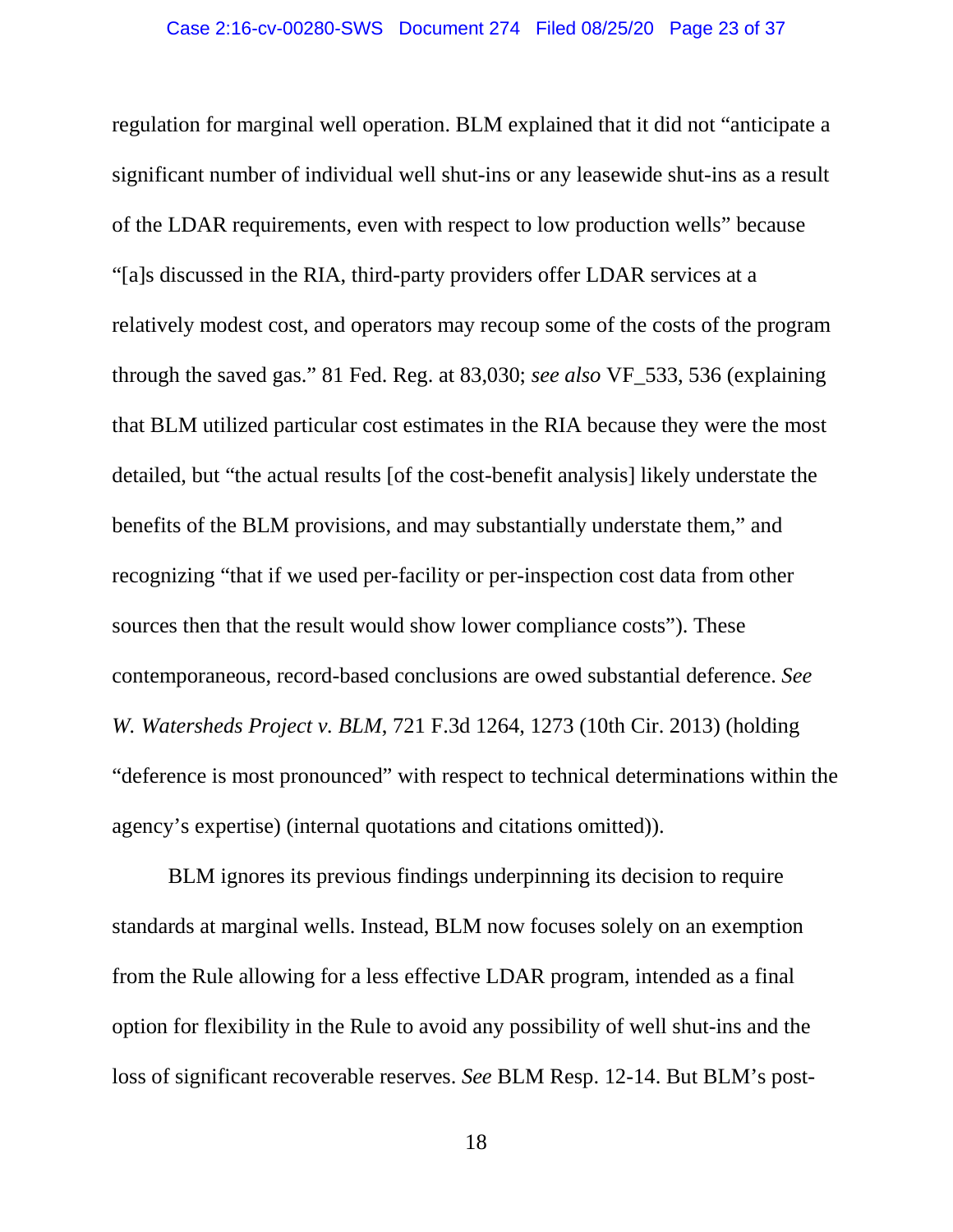regulation for marginal well operation. BLM explained that it did not "anticipate a significant number of individual well shut-ins or any leasewide shut-ins as a result of the LDAR requirements, even with respect to low production wells" because "[a]s discussed in the RIA, third-party providers offer LDAR services at a relatively modest cost, and operators may recoup some of the costs of the program through the saved gas." 81 Fed. Reg. at 83,030; *see also* VF_533, 536 (explaining that BLM utilized particular cost estimates in the RIA because they were the most detailed, but "the actual results [of the cost-benefit analysis] likely understate the benefits of the BLM provisions, and may substantially understate them," and recognizing "that if we used per-facility or per-inspection cost data from other sources then that the result would show lower compliance costs"). These contemporaneous, record-based conclusions are owed substantial deference. *See W. Watersheds Project v. BLM*, 721 F.3d 1264, 1273 (10th Cir. 2013) (holding "deference is most pronounced" with respect to technical determinations within the agency's expertise) (internal quotations and citations omitted)).

BLM ignores its previous findings underpinning its decision to require standards at marginal wells. Instead, BLM now focuses solely on an exemption from the Rule allowing for a less effective LDAR program, intended as a final option for flexibility in the Rule to avoid any possibility of well shut-ins and the loss of significant recoverable reserves. *See* BLM Resp. 12-14. But BLM's post-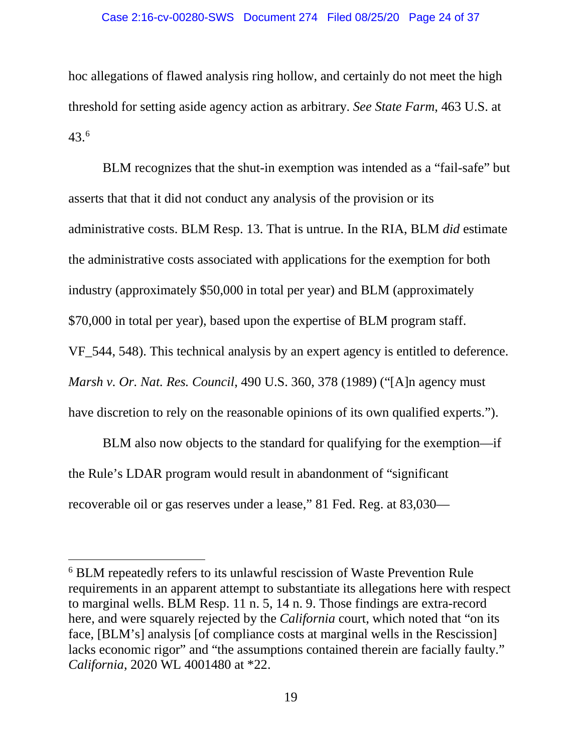hoc allegations of flawed analysis ring hollow, and certainly do not meet the high threshold for setting aside agency action as arbitrary. *See State Farm*, 463 U.S. at 43.[6]

BLM recognizes that the shut-in exemption was intended as a "fail-safe" but asserts that that it did not conduct any analysis of the provision or its administrative costs. BLM Resp. 13. That is untrue. In the RIA, BLM *did* estimate the administrative costs associated with applications for the exemption for both industry (approximately $50,000 in total per year) and BLM (approximately $70,000 in total per year), based upon the expertise of BLM program staff. VF_544, 548). This technical analysis by an expert agency is entitled to deference. *Marsh v. Or. Nat. Res. Council*, 490 U.S. 360, 378 (1989) ("[A]n agency must have discretion to rely on the reasonable opinions of its own qualified experts.").

BLM also now objects to the standard for qualifying for the exemption—if the Rule's LDAR program would result in abandonment of "significant recoverable oil or gas reserves under a lease," 81 Fed. Reg. at 83,030—

---

[6] BLM repeatedly refers to its unlawful rescission of Waste Prevention Rule requirements in an apparent attempt to substantiate its allegations here with respect to marginal wells. BLM Resp. 11 n. 5, 14 n. 9. Those findings are extra-record here, and were squarely rejected by the *California* court, which noted that "on its face, [BLM's] analysis [of compliance costs at marginal wells in the Rescission] lacks economic rigor" and "the assumptions contained therein are facially faulty." *California*, 2020 WL 4001480 at *22.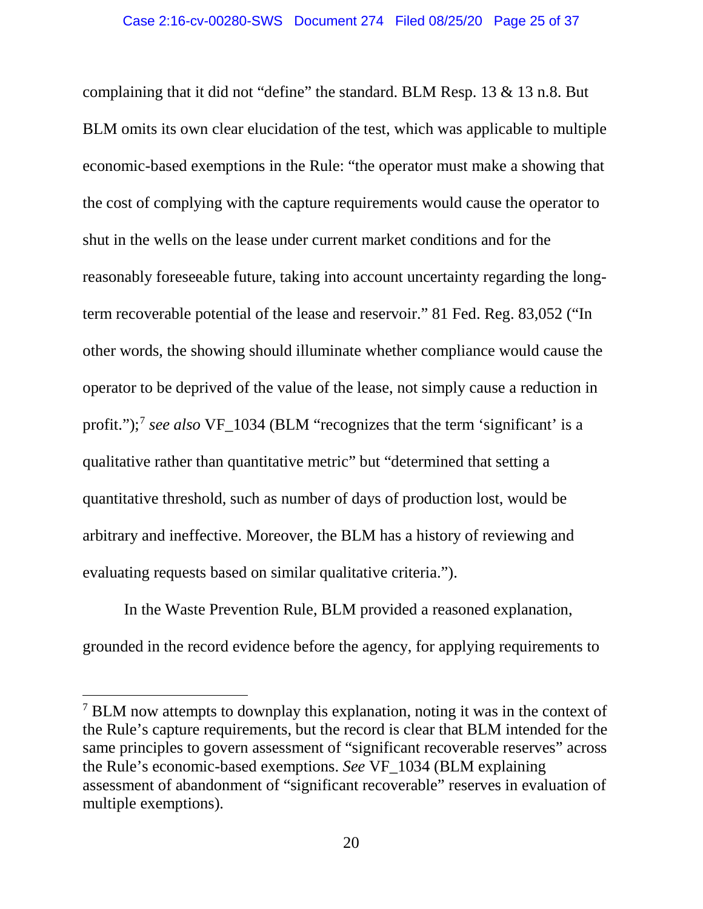complaining that it did not "define" the standard. BLM Resp. 13 & 13 n.8. But BLM omits its own clear elucidation of the test, which was applicable to multiple economic-based exemptions in the Rule: "the operator must make a showing that the cost of complying with the capture requirements would cause the operator to shut in the wells on the lease under current market conditions and for the reasonably foreseeable future, taking into account uncertainty regarding the long-term recoverable potential of the lease and reservoir." 81 Fed. Reg. 83,052 ("In other words, the showing should illuminate whether compliance would cause the operator to be deprived of the value of the lease, not simply cause a reduction in profit.");[7] *see also* VF_1034 (BLM "recognizes that the term 'significant' is a qualitative rather than quantitative metric" but "determined that setting a quantitative threshold, such as number of days of production lost, would be arbitrary and ineffective. Moreover, the BLM has a history of reviewing and evaluating requests based on similar qualitative criteria.").

In the Waste Prevention Rule, BLM provided a reasoned explanation, grounded in the record evidence before the agency, for applying requirements to

---

[7] BLM now attempts to downplay this explanation, noting it was in the context of the Rule's capture requirements, but the record is clear that BLM intended for the same principles to govern assessment of "significant recoverable reserves" across the Rule's economic-based exemptions. *See* VF_1034 (BLM explaining assessment of abandonment of "significant recoverable" reserves in evaluation of multiple exemptions).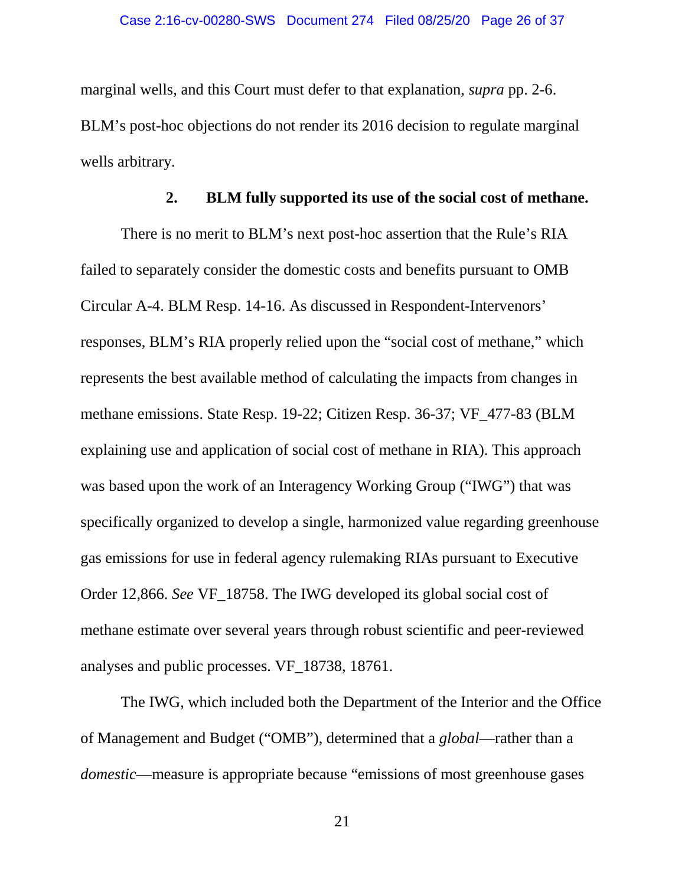marginal wells, and this Court must defer to that explanation, *supra* pp. 2-6. BLM's post-hoc objections do not render its 2016 decision to regulate marginal wells arbitrary.

### 2. BLM fully supported its use of the social cost of methane.

There is no merit to BLM's next post-hoc assertion that the Rule's RIA failed to separately consider the domestic costs and benefits pursuant to OMB Circular A-4. BLM Resp. 14-16. As discussed in Respondent-Intervenors' responses, BLM's RIA properly relied upon the "social cost of methane," which represents the best available method of calculating the impacts from changes in methane emissions. State Resp. 19-22; Citizen Resp. 36-37; VF_477-83 (BLM explaining use and application of social cost of methane in RIA). This approach was based upon the work of an Interagency Working Group ("IWG") that was specifically organized to develop a single, harmonized value regarding greenhouse gas emissions for use in federal agency rulemaking RIAs pursuant to Executive Order 12,866. *See* VF_18758. The IWG developed its global social cost of methane estimate over several years through robust scientific and peer-reviewed analyses and public processes. VF_18738, 18761.

The IWG, which included both the Department of the Interior and the Office of Management and Budget ("OMB"), determined that a *global*—rather than a *domestic*—measure is appropriate because "emissions of most greenhouse gases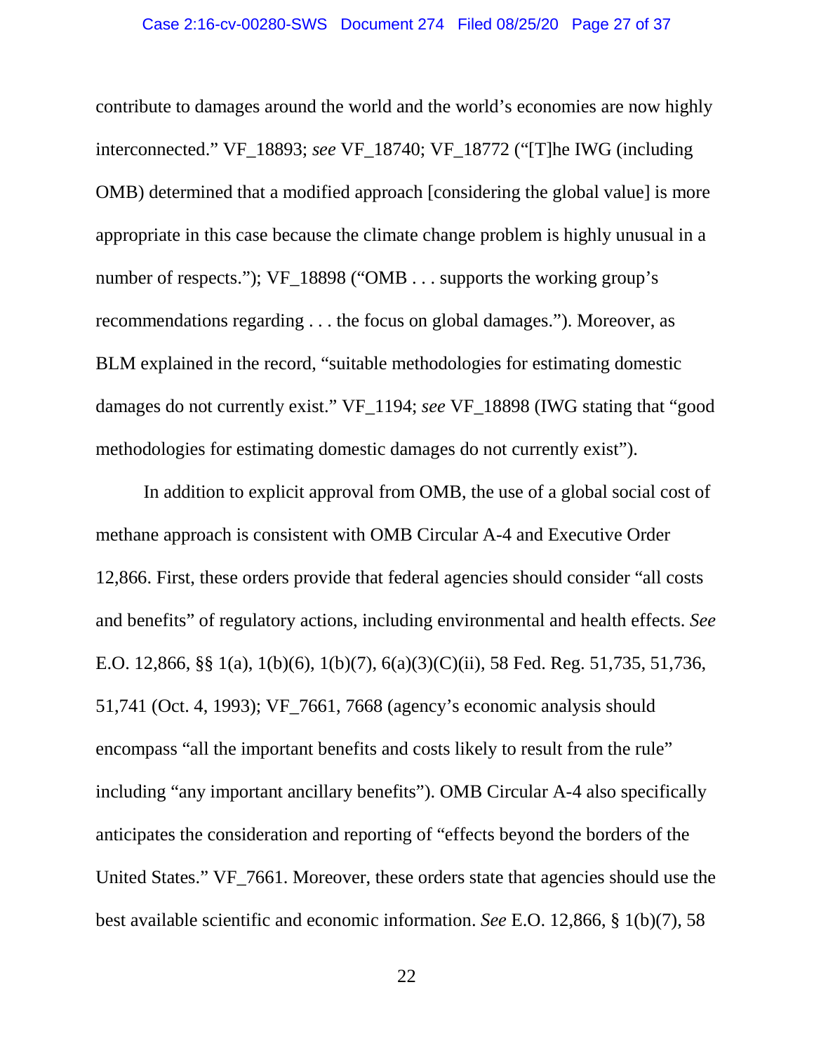contribute to damages around the world and the world's economies are now highly interconnected." VF_18893; *see* VF_18740; VF_18772 ("[T]he IWG (including OMB) determined that a modified approach [considering the global value] is more appropriate in this case because the climate change problem is highly unusual in a number of respects."); VF_18898 ("OMB . . . supports the working group's recommendations regarding . . . the focus on global damages."). Moreover, as BLM explained in the record, "suitable methodologies for estimating domestic damages do not currently exist." VF_1194; *see* VF_18898 (IWG stating that "good methodologies for estimating domestic damages do not currently exist").

In addition to explicit approval from OMB, the use of a global social cost of methane approach is consistent with OMB Circular A-4 and Executive Order 12,866. First, these orders provide that federal agencies should consider "all costs and benefits" of regulatory actions, including environmental and health effects. *See* E.O. 12,866, §§ 1(a), 1(b)(6), 1(b)(7), 6(a)(3)(C)(ii), 58 Fed. Reg. 51,735, 51,736, 51,741 (Oct. 4, 1993); VF_7661, 7668 (agency's economic analysis should encompass "all the important benefits and costs likely to result from the rule" including "any important ancillary benefits"). OMB Circular A-4 also specifically anticipates the consideration and reporting of "effects beyond the borders of the United States." VF_7661. Moreover, these orders state that agencies should use the best available scientific and economic information. *See* E.O. 12,866, § 1(b)(7), 58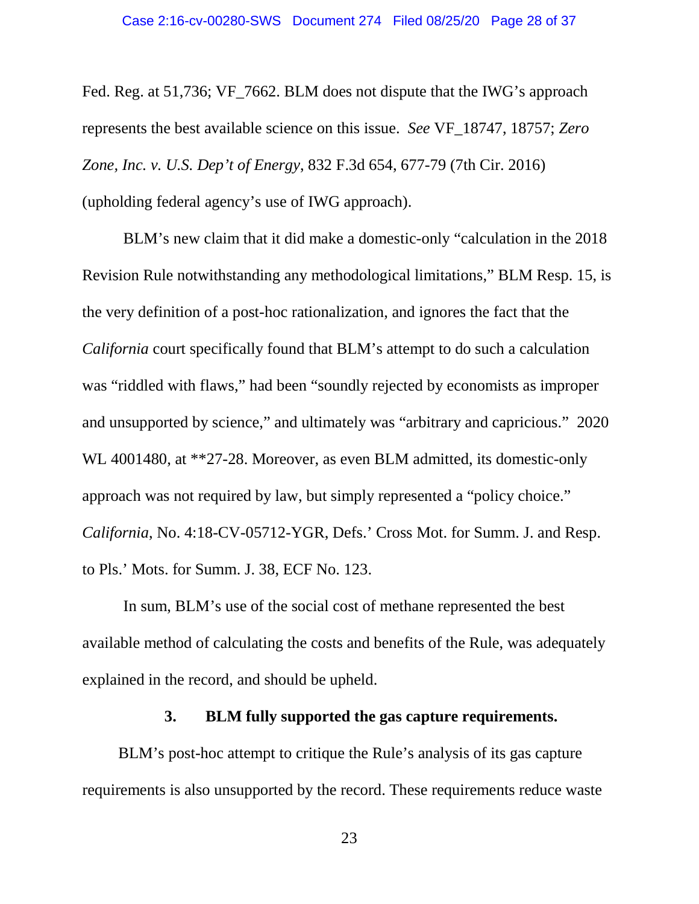Fed. Reg. at 51,736; VF_7662. BLM does not dispute that the IWG's approach represents the best available science on this issue. *See* VF_18747, 18757; *Zero Zone, Inc. v. U.S. Dep't of Energy*, 832 F.3d 654, 677-79 (7th Cir. 2016) (upholding federal agency's use of IWG approach).

BLM's new claim that it did make a domestic-only "calculation in the 2018 Revision Rule notwithstanding any methodological limitations," BLM Resp. 15, is the very definition of a post-hoc rationalization, and ignores the fact that the *California* court specifically found that BLM's attempt to do such a calculation was "riddled with flaws," had been "soundly rejected by economists as improper and unsupported by science," and ultimately was "arbitrary and capricious." 2020 WL 4001480, at **27-28. Moreover, as even BLM admitted, its domestic-only approach was not required by law, but simply represented a "policy choice." *California*, No. 4:18-CV-05712-YGR, Defs.' Cross Mot. for Summ. J. and Resp. to Pls.' Mots. for Summ. J. 38, ECF No. 123.

In sum, BLM's use of the social cost of methane represented the best available method of calculating the costs and benefits of the Rule, was adequately explained in the record, and should be upheld.

### 3. BLM fully supported the gas capture requirements.

BLM's post-hoc attempt to critique the Rule's analysis of its gas capture requirements is also unsupported by the record. These requirements reduce waste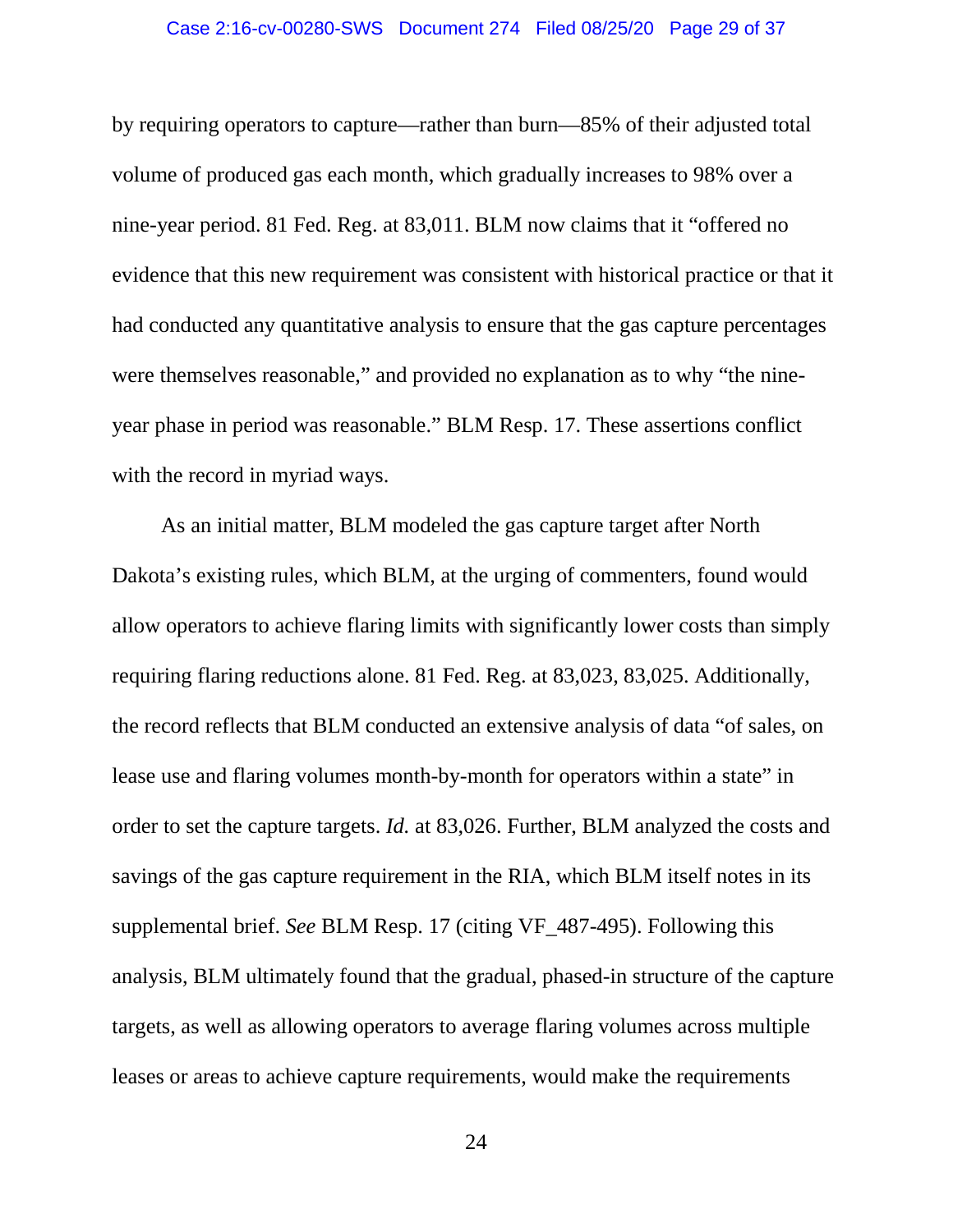by requiring operators to capture—rather than burn—85% of their adjusted total volume of produced gas each month, which gradually increases to 98% over a nine-year period. 81 Fed. Reg. at 83,011. BLM now claims that it "offered no evidence that this new requirement was consistent with historical practice or that it had conducted any quantitative analysis to ensure that the gas capture percentages were themselves reasonable," and provided no explanation as to why "the nine-year phase in period was reasonable." BLM Resp. 17. These assertions conflict with the record in myriad ways.

As an initial matter, BLM modeled the gas capture target after North Dakota's existing rules, which BLM, at the urging of commenters, found would allow operators to achieve flaring limits with significantly lower costs than simply requiring flaring reductions alone. 81 Fed. Reg. at 83,023, 83,025. Additionally, the record reflects that BLM conducted an extensive analysis of data "of sales, on lease use and flaring volumes month-by-month for operators within a state" in order to set the capture targets. *Id.* at 83,026. Further, BLM analyzed the costs and savings of the gas capture requirement in the RIA, which BLM itself notes in its supplemental brief. *See* BLM Resp. 17 (citing VF_487-495). Following this analysis, BLM ultimately found that the gradual, phased-in structure of the capture targets, as well as allowing operators to average flaring volumes across multiple leases or areas to achieve capture requirements, would make the requirements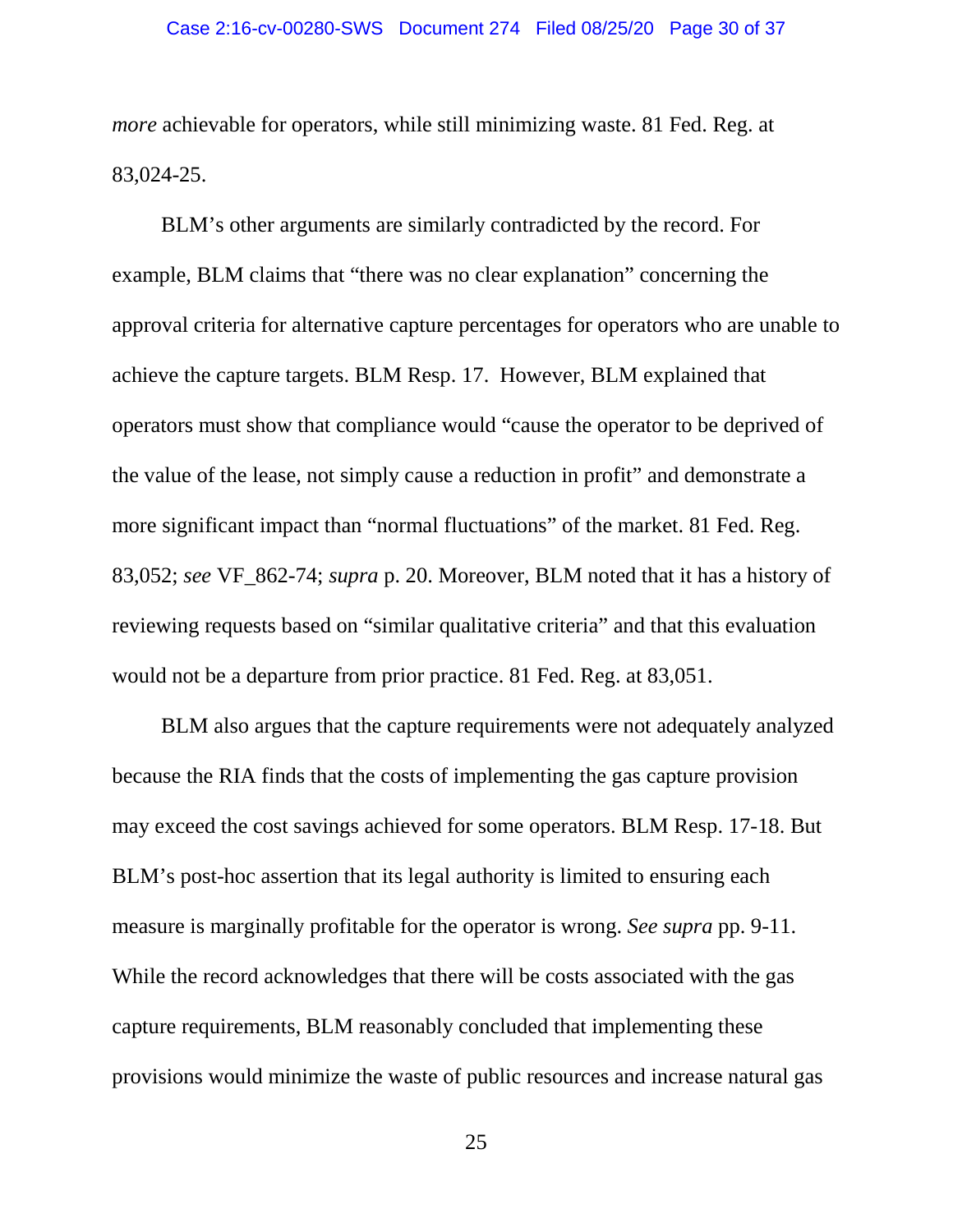*more* achievable for operators, while still minimizing waste. 81 Fed. Reg. at 83,024-25.

BLM's other arguments are similarly contradicted by the record. For example, BLM claims that "there was no clear explanation" concerning the approval criteria for alternative capture percentages for operators who are unable to achieve the capture targets. BLM Resp. 17. However, BLM explained that operators must show that compliance would "cause the operator to be deprived of the value of the lease, not simply cause a reduction in profit" and demonstrate a more significant impact than "normal fluctuations" of the market. 81 Fed. Reg. 83,052; *see* VF_862-74; *supra* p. 20. Moreover, BLM noted that it has a history of reviewing requests based on "similar qualitative criteria" and that this evaluation would not be a departure from prior practice. 81 Fed. Reg. at 83,051.

BLM also argues that the capture requirements were not adequately analyzed because the RIA finds that the costs of implementing the gas capture provision may exceed the cost savings achieved for some operators. BLM Resp. 17-18. But BLM's post-hoc assertion that its legal authority is limited to ensuring each measure is marginally profitable for the operator is wrong. *See supra* pp. 9-11. While the record acknowledges that there will be costs associated with the gas capture requirements, BLM reasonably concluded that implementing these provisions would minimize the waste of public resources and increase natural gas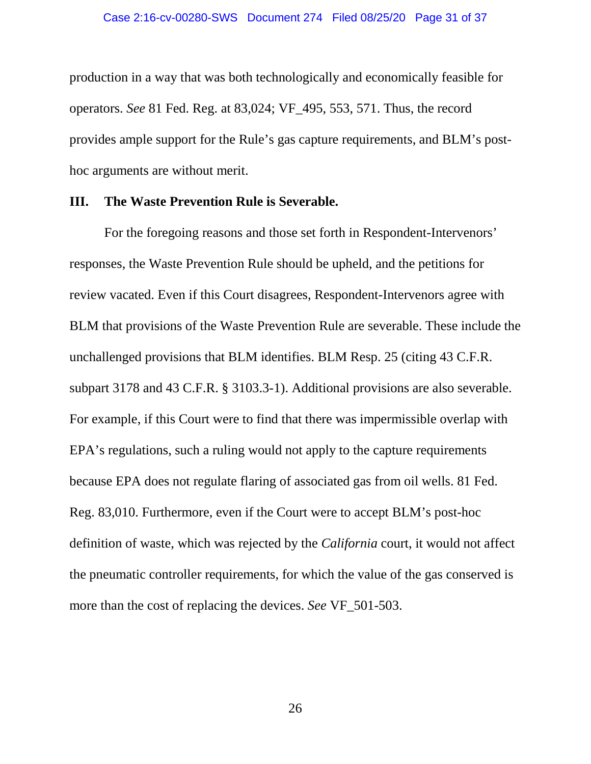production in a way that was both technologically and economically feasible for operators. *See* 81 Fed. Reg. at 83,024; VF_495, 553, 571. Thus, the record provides ample support for the Rule's gas capture requirements, and BLM's post-hoc arguments are without merit.

## III. The Waste Prevention Rule is Severable.

For the foregoing reasons and those set forth in Respondent-Intervenors' responses, the Waste Prevention Rule should be upheld, and the petitions for review vacated. Even if this Court disagrees, Respondent-Intervenors agree with BLM that provisions of the Waste Prevention Rule are severable. These include the unchallenged provisions that BLM identifies. BLM Resp. 25 (citing 43 C.F.R. subpart 3178 and 43 C.F.R. § 3103.3-1). Additional provisions are also severable. For example, if this Court were to find that there was impermissible overlap with EPA's regulations, such a ruling would not apply to the capture requirements because EPA does not regulate flaring of associated gas from oil wells. 81 Fed. Reg. 83,010. Furthermore, even if the Court were to accept BLM's post-hoc definition of waste, which was rejected by the *California* court, it would not affect the pneumatic controller requirements, for which the value of the gas conserved is more than the cost of replacing the devices. *See* VF_501-503.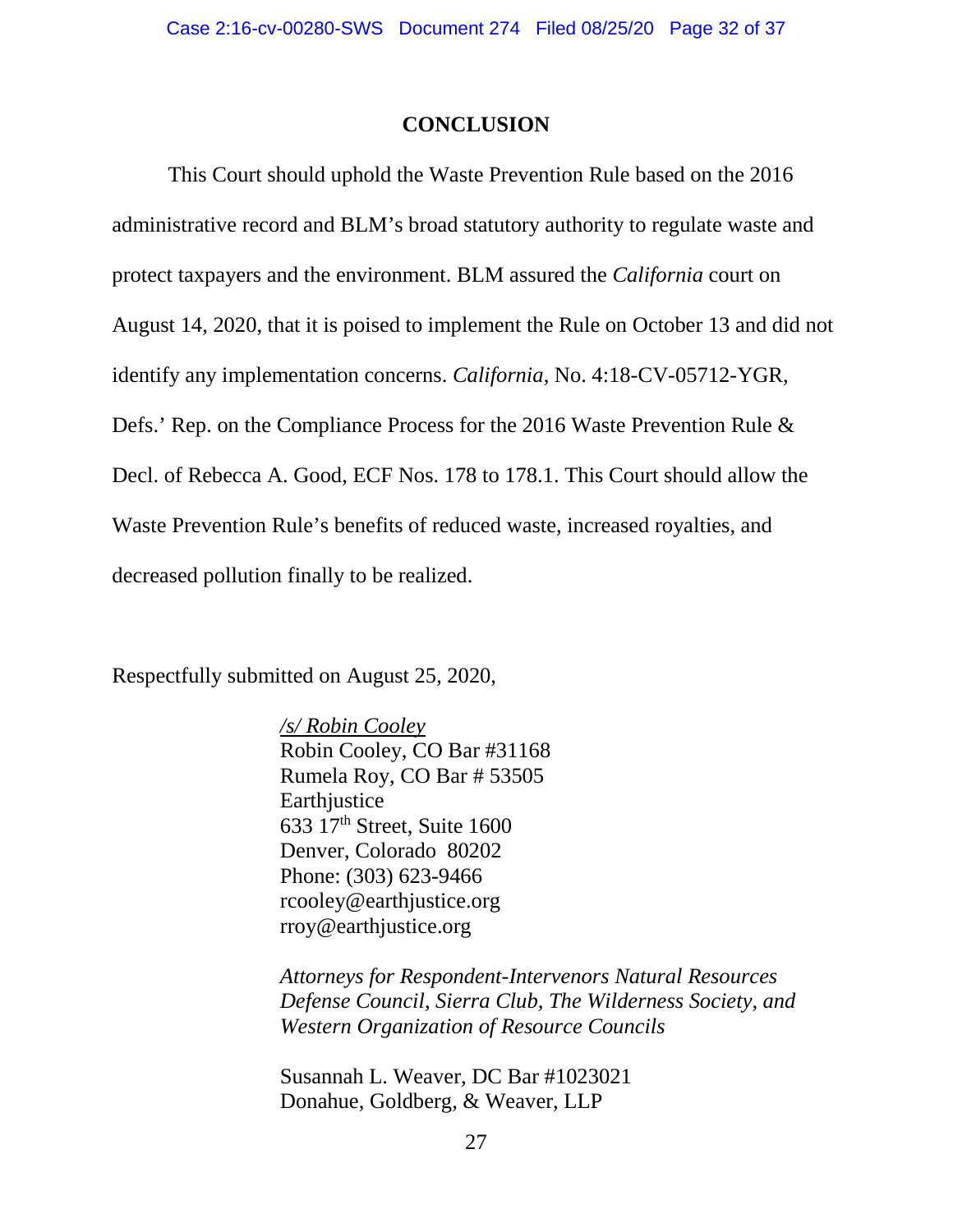## CONCLUSION

This Court should uphold the Waste Prevention Rule based on the 2016 administrative record and BLM's broad statutory authority to regulate waste and protect taxpayers and the environment. BLM assured the *California* court on August 14, 2020, that it is poised to implement the Rule on October 13 and did not identify any implementation concerns. *California*, No. 4:18-CV-05712-YGR, Defs.' Rep. on the Compliance Process for the 2016 Waste Prevention Rule & Decl. of Rebecca A. Good, ECF Nos. 178 to 178.1. This Court should allow the Waste Prevention Rule's benefits of reduced waste, increased royalties, and decreased pollution finally to be realized.

Respectfully submitted on August 25, 2020,

/s/ Robin Cooley
Robin Cooley, CO Bar #31168
Rumela Roy, CO Bar # 53505
Earthjustice
633 17th Street, Suite 1600
Denver, Colorado 80202
Phone: (303) 623-9466
rcooley@earthjustice.org
rroy@earthjustice.org

*Attorneys for Respondent-Intervenors Natural Resources Defense Council, Sierra Club, The Wilderness Society, and Western Organization of Resource Councils*

Susannah L. Weaver, DC Bar #1023021
Donahue, Goldberg, & Weaver, LLP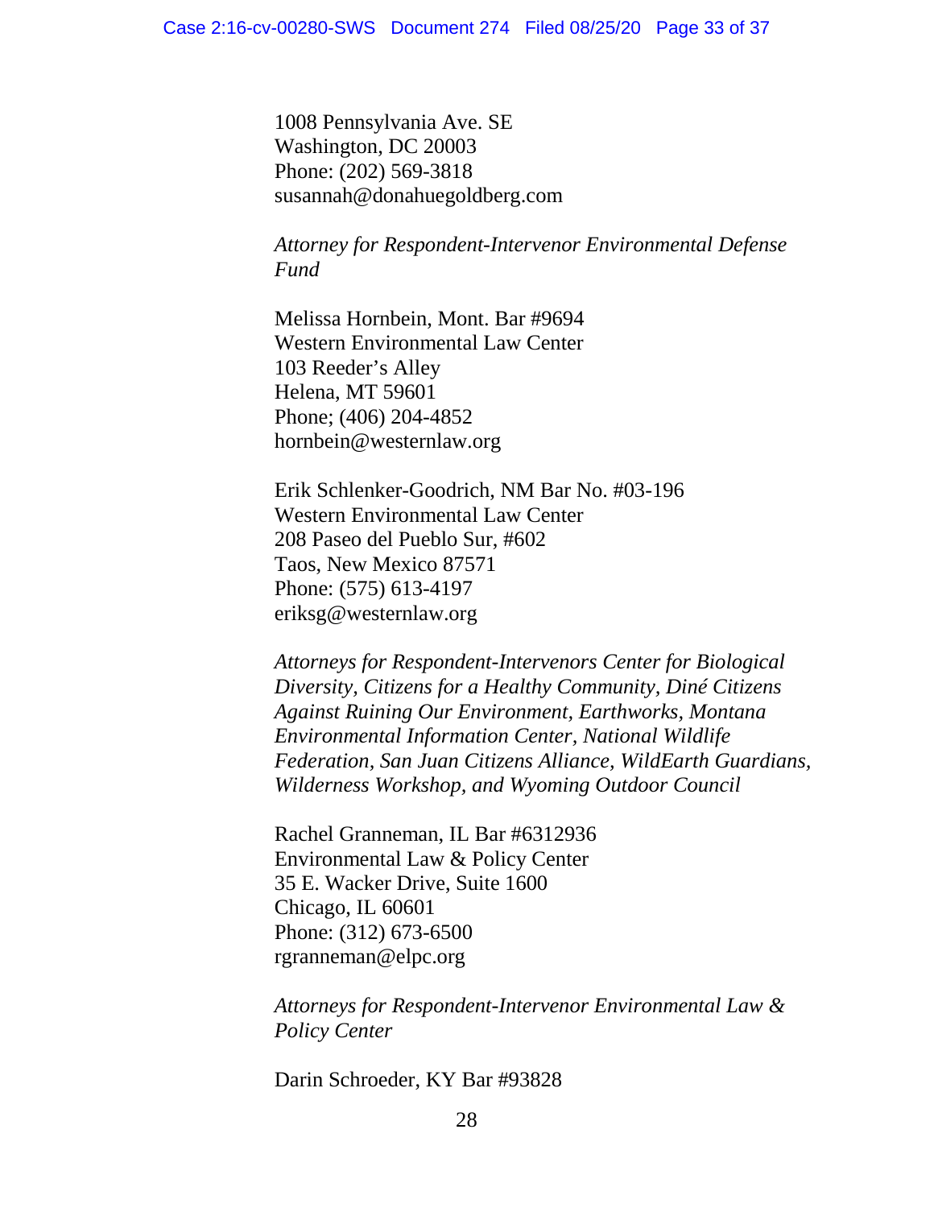1008 Pennsylvania Ave. SE
Washington, DC 20003
Phone: (202) 569-3818
susannah@donahuegoldberg.com

*Attorney for Respondent-Intervenor Environmental Defense Fund*

Melissa Hornbein, Mont. Bar #9694
Western Environmental Law Center
103 Reeder's Alley
Helena, MT 59601
Phone; (406) 204-4852
hornbein@westernlaw.org

Erik Schlenker-Goodrich, NM Bar No. #03-196
Western Environmental Law Center
208 Paseo del Pueblo Sur, #602
Taos, New Mexico 87571
Phone: (575) 613-4197
eriksg@westernlaw.org

*Attorneys for Respondent-Intervenors Center for Biological Diversity, Citizens for a Healthy Community, Diné Citizens Against Ruining Our Environment, Earthworks, Montana Environmental Information Center, National Wildlife Federation, San Juan Citizens Alliance, WildEarth Guardians, Wilderness Workshop, and Wyoming Outdoor Council*

Rachel Granneman, IL Bar #6312936
Environmental Law & Policy Center
35 E. Wacker Drive, Suite 1600
Chicago, IL 60601
Phone: (312) 673-6500
rgranneman@elpc.org

*Attorneys for Respondent-Intervenor Environmental Law & Policy Center*

Darin Schroeder, KY Bar #93828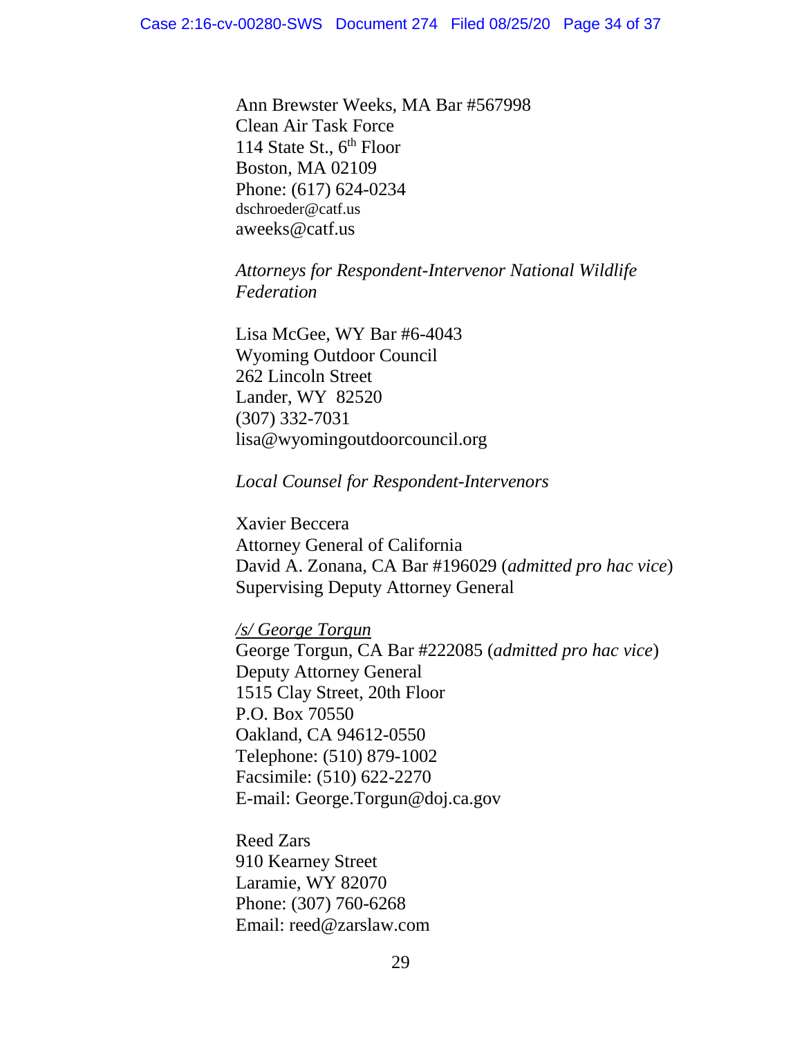Ann Brewster Weeks, MA Bar #567998
Clean Air Task Force
114 State St., 6th Floor
Boston, MA 02109
Phone: (617) 624-0234
dschroeder@catf.us
aweeks@catf.us

*Attorneys for Respondent-Intervenor National Wildlife Federation*

Lisa McGee, WY Bar #6-4043
Wyoming Outdoor Council
262 Lincoln Street
Lander, WY 82520
(307) 332-7031
lisa@wyomingoutdoorcouncil.org

*Local Counsel for Respondent-Intervenors*

Xavier Beccera
Attorney General of California
David A. Zonana, CA Bar #196029 (*admitted pro hac vice*)
Supervising Deputy Attorney General

*/s/ George Torgun*
George Torgun, CA Bar #222085 (*admitted pro hac vice*)
Deputy Attorney General
1515 Clay Street, 20th Floor
P.O. Box 70550
Oakland, CA 94612-0550
Telephone: (510) 879-1002
Facsimile: (510) 622-2270
E-mail: George.Torgun@doj.ca.gov

Reed Zars
910 Kearney Street
Laramie, WY 82070
Phone: (307) 760-6268
Email: reed@zarslaw.com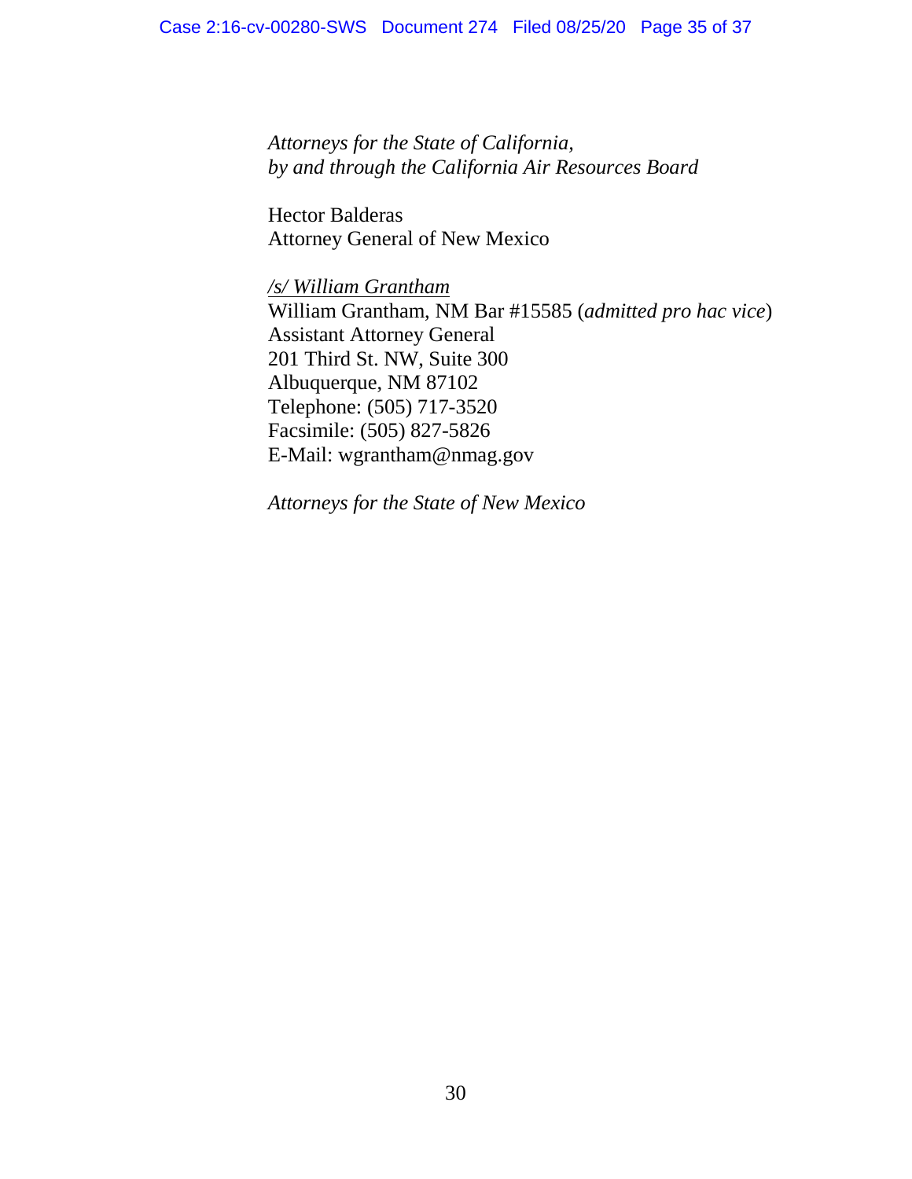*Attorneys for the State of California,*
*by and through the California Air Resources Board*

Hector Balderas
Attorney General of New Mexico

*/s/ William Grantham*
William Grantham, NM Bar #15585 (*admitted pro hac vice*)
Assistant Attorney General
201 Third St. NW, Suite 300
Albuquerque, NM 87102
Telephone: (505) 717-3520
Facsimile: (505) 827-5826
E-Mail: wgrantham@nmag.gov

*Attorneys for the State of New Mexico*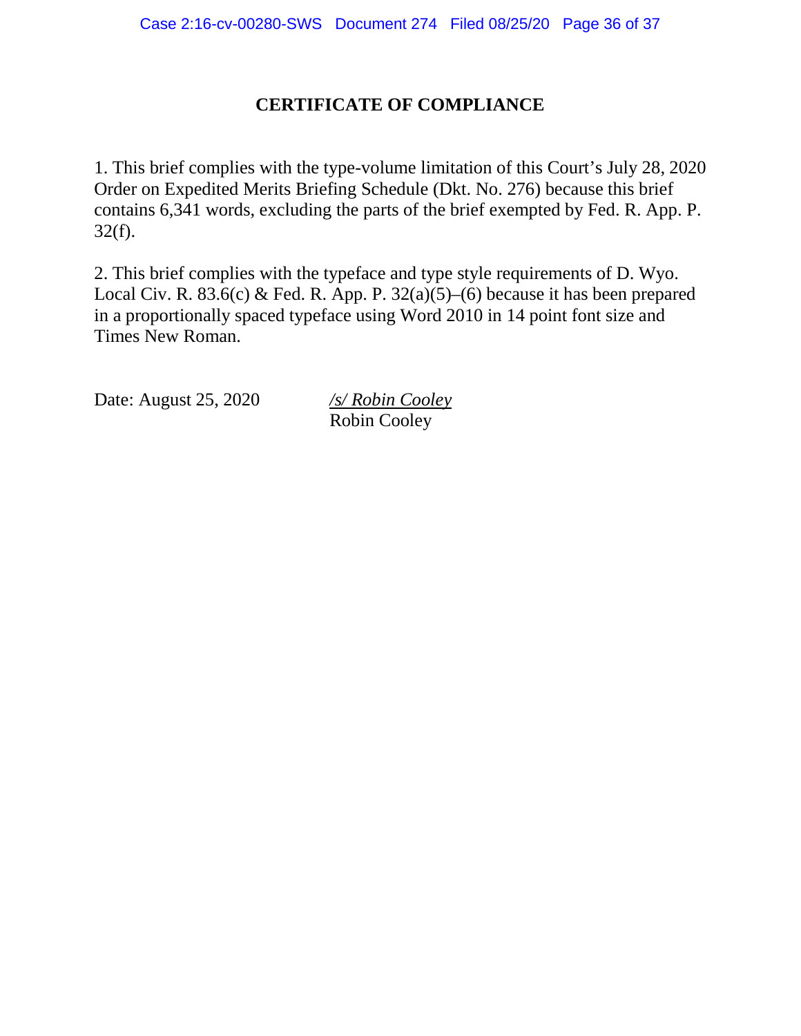# CERTIFICATE OF COMPLIANCE

1. This brief complies with the type-volume limitation of this Court's July 28, 2020 Order on Expedited Merits Briefing Schedule (Dkt. No. 276) because this brief contains 6,341 words, excluding the parts of the brief exempted by Fed. R. App. P. 32(f).

2. This brief complies with the typeface and type style requirements of D. Wyo. Local Civ. R. 83.6(c) & Fed. R. App. P. 32(a)(5)–(6) because it has been prepared in a proportionally spaced typeface using Word 2010 in 14 point font size and Times New Roman.

Date: August 25, 2020

*/s/ Robin Cooley*
Robin Cooley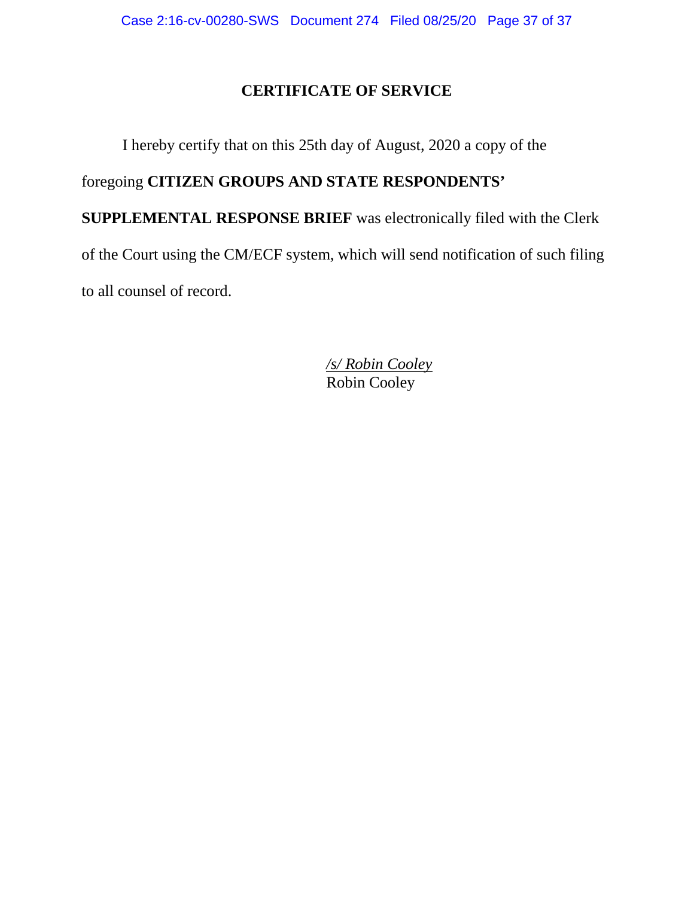## CERTIFICATE OF SERVICE

I hereby certify that on this 25th day of August, 2020 a copy of the foregoing **CITIZEN GROUPS AND STATE RESPONDENTS' SUPPLEMENTAL RESPONSE BRIEF** was electronically filed with the Clerk of the Court using the CM/ECF system, which will send notification of such filing to all counsel of record.

*/s/ Robin Cooley*
Robin Cooley